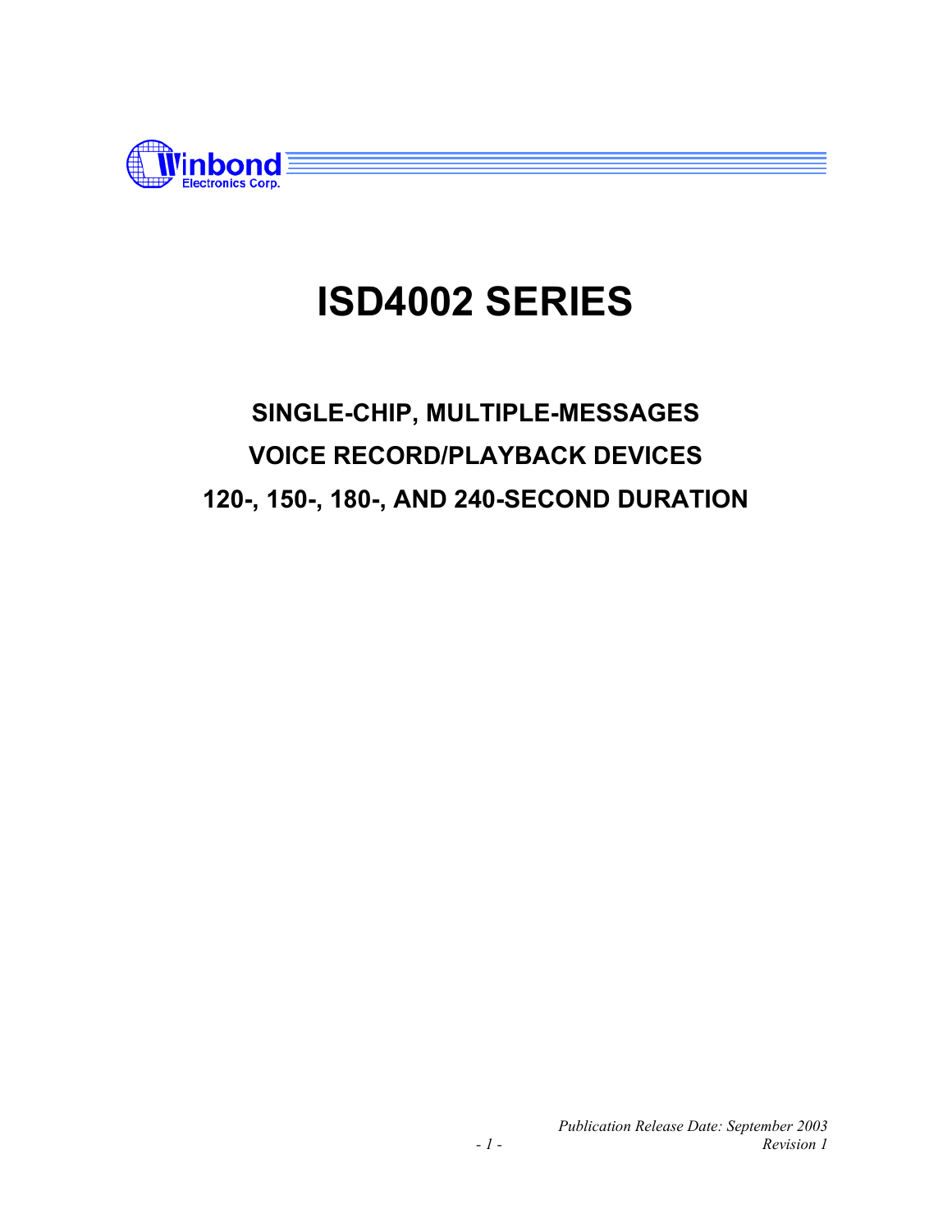# ISD4002 SERIES

## SINGLE-CHIP, MULTIPLE-MESSAGES
## VOICE RECORD/PLAYBACK DEVICES
## 120-, 150-, 180-, AND 240-SECOND DURATION

*Publication Release Date: September 2003*
*Revision 1*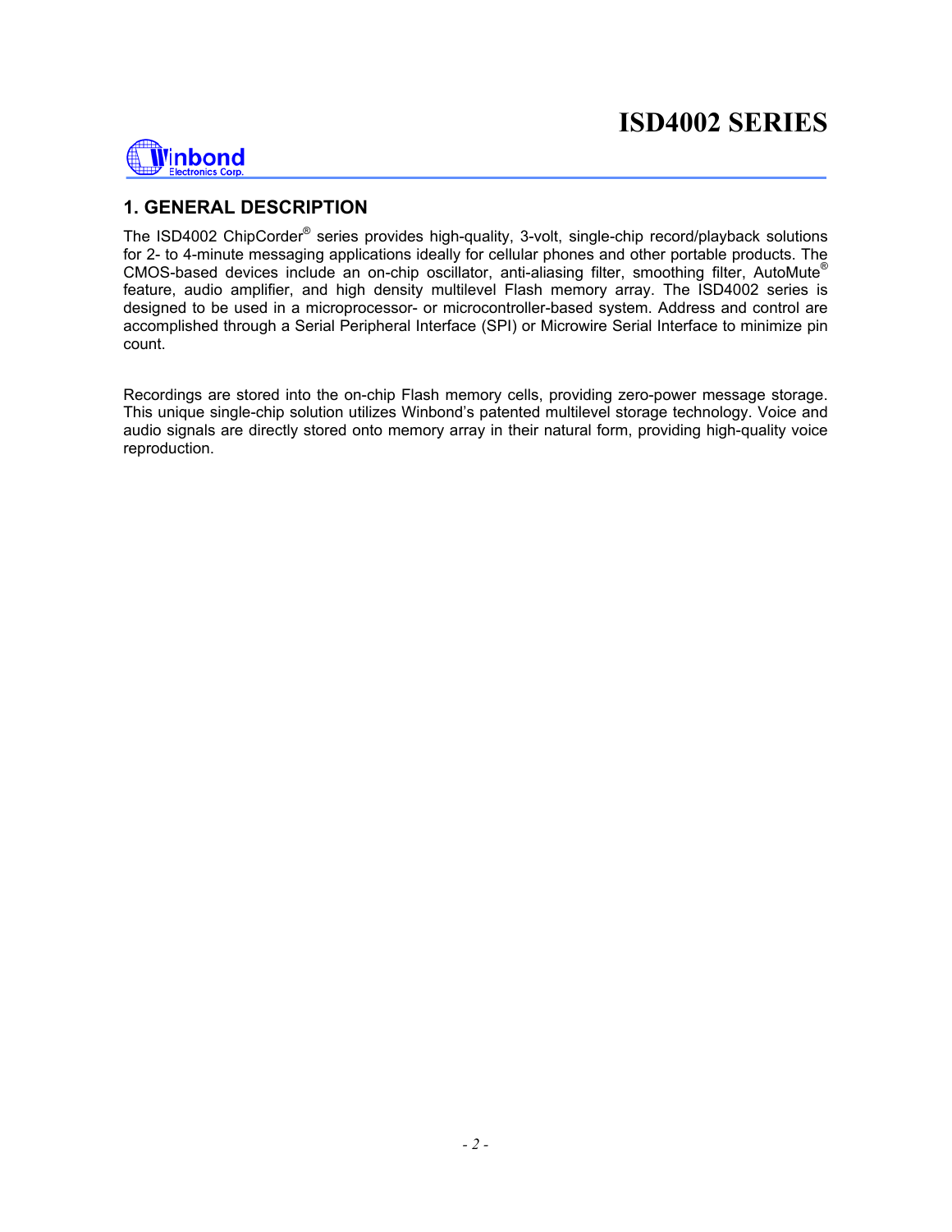## 1. GENERAL DESCRIPTION

The ISD4002 ChipCorder® series provides high-quality, 3-volt, single-chip record/playback solutions for 2- to 4-minute messaging applications ideally for cellular phones and other portable products. The CMOS-based devices include an on-chip oscillator, anti-aliasing filter, smoothing filter, AutoMute® feature, audio amplifier, and high density multilevel Flash memory array. The ISD4002 series is designed to be used in a microprocessor- or microcontroller-based system. Address and control are accomplished through a Serial Peripheral Interface (SPI) or Microwire Serial Interface to minimize pin count.

Recordings are stored into the on-chip Flash memory cells, providing zero-power message storage. This unique single-chip solution utilizes Winbond's patented multilevel storage technology. Voice and audio signals are directly stored onto memory array in their natural form, providing high-quality voice reproduction.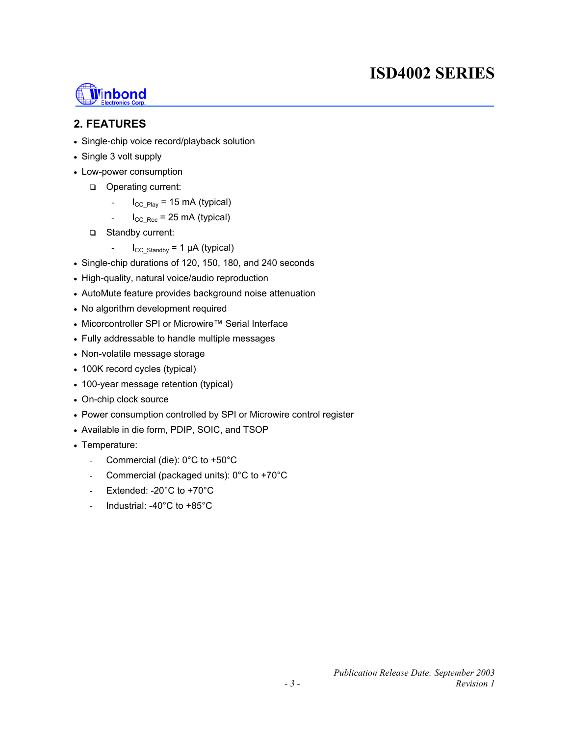## 2. FEATURES

- Single-chip voice record/playback solution
- Single 3 volt supply
- Low-power consumption
  - Operating current:
    - $I_{CC\_Play}$ = 15 mA (typical)
    - $I_{CC\_Rec}$ = 25 mA (typical)
  - Standby current:
    - $I_{CC\_Standby}$ = 1 µA (typical)
- Single-chip durations of 120, 150, 180, and 240 seconds
- High-quality, natural voice/audio reproduction
- AutoMute feature provides background noise attenuation
- No algorithm development required
- Micorcontroller SPI or Microwire™ Serial Interface
- Fully addressable to handle multiple messages
- Non-volatile message storage
- 100K record cycles (typical)
- 100-year message retention (typical)
- On-chip clock source
- Power consumption controlled by SPI or Microwire control register
- Available in die form, PDIP, SOIC, and TSOP
- Temperature:
  - Commercial (die): 0°C to +50°C
  - Commercial (packaged units): 0°C to +70°C
  - Extended: -20°C to +70°C
  - Industrial: -40°C to +85°C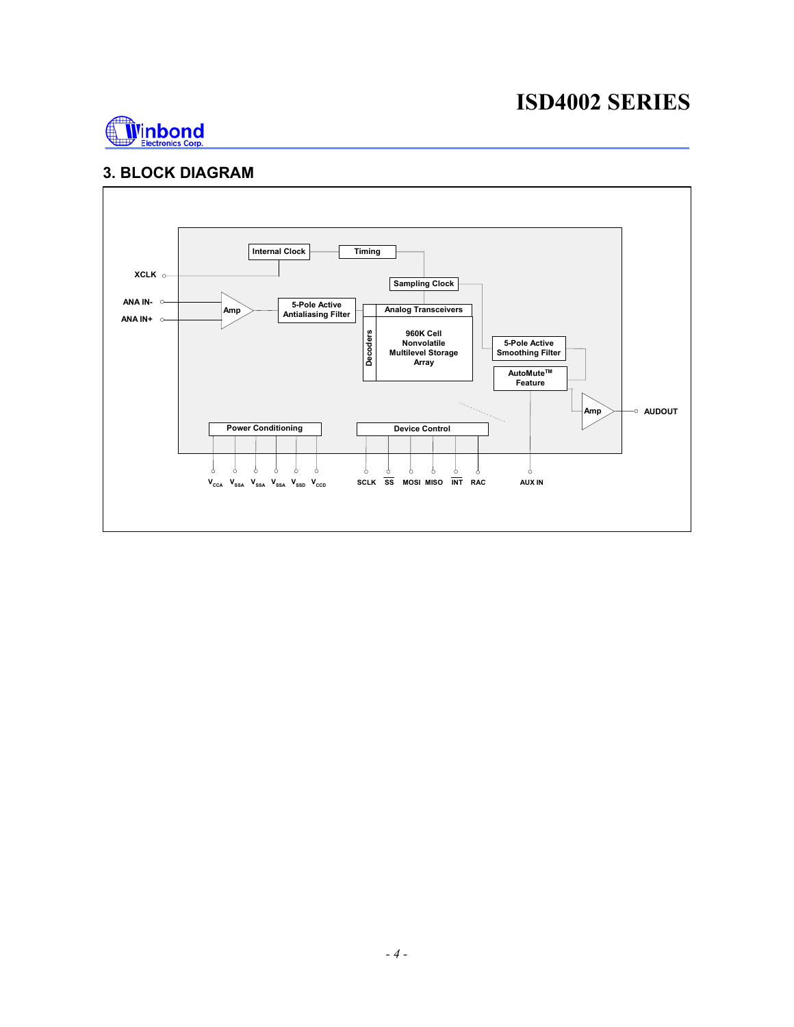## 3. BLOCK DIAGRAM

Internal Clock

Timing

XCLK

Sampling Clock

ANA IN-

ANA IN+

Amp

5-Pole Active Antialiasing Filter

Analog Transceivers

Decoders

960K Cell Nonvolatile Multilevel Storage Array

5-Pole Active Smoothing Filter

AutoMute™ Feature

Amp

AUDOUT

Power Conditioning

Device Control

$V_{CCA}$ $V_{SSA}$ $V_{SSA}$ $V_{SSA}$ $V_{SSD}$ $V_{CCD}$

SCLK $\overline{SS}$ MOSI MISO $\overline{INT}$ RAC

AUX IN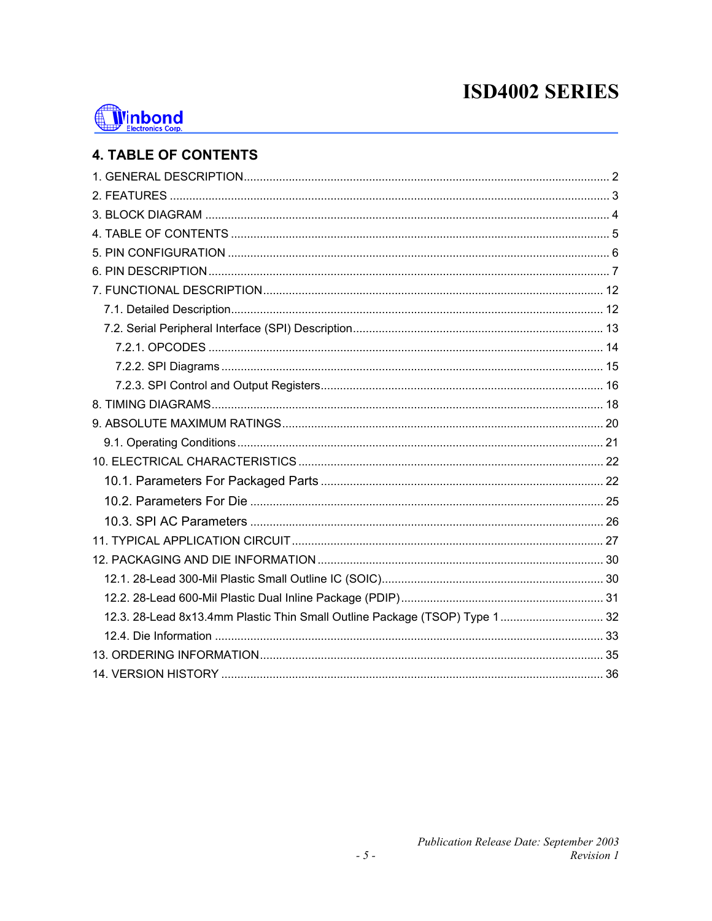## 4. TABLE OF CONTENTS

1. GENERAL DESCRIPTION .......... 2
2. FEATURES .......... 3
3. BLOCK DIAGRAM .......... 4
4. TABLE OF CONTENTS .......... 5
5. PIN CONFIGURATION .......... 6
6. PIN DESCRIPTION .......... 7
7. FUNCTIONAL DESCRIPTION .......... 12
   - 7.1. Detailed Description .......... 12
   - 7.2. Serial Peripheral Interface (SPI) Description .......... 13
     - 7.2.1. OPCODES .......... 14
     - 7.2.2. SPI Diagrams .......... 15
     - 7.2.3. SPI Control and Output Registers .......... 16
8. TIMING DIAGRAMS .......... 18
9. ABSOLUTE MAXIMUM RATINGS .......... 20
   - 9.1. Operating Conditions .......... 21
10. ELECTRICAL CHARACTERISTICS .......... 22
    - 10.1. Parameters For Packaged Parts .......... 22
    - 10.2. Parameters For Die .......... 25
    - 10.3. SPI AC Parameters .......... 26
11. TYPICAL APPLICATION CIRCUIT .......... 27
12. PACKAGING AND DIE INFORMATION .......... 30
    - 12.1. 28-Lead 300-Mil Plastic Small Outline IC (SOIC) .......... 30
    - 12.2. 28-Lead 600-Mil Plastic Dual Inline Package (PDIP) .......... 31
    - 12.3. 28-Lead 8x13.4mm Plastic Thin Small Outline Package (TSOP) Type 1 .......... 32
    - 12.4. Die Information .......... 33
13. ORDERING INFORMATION .......... 35
14. VERSION HISTORY .......... 36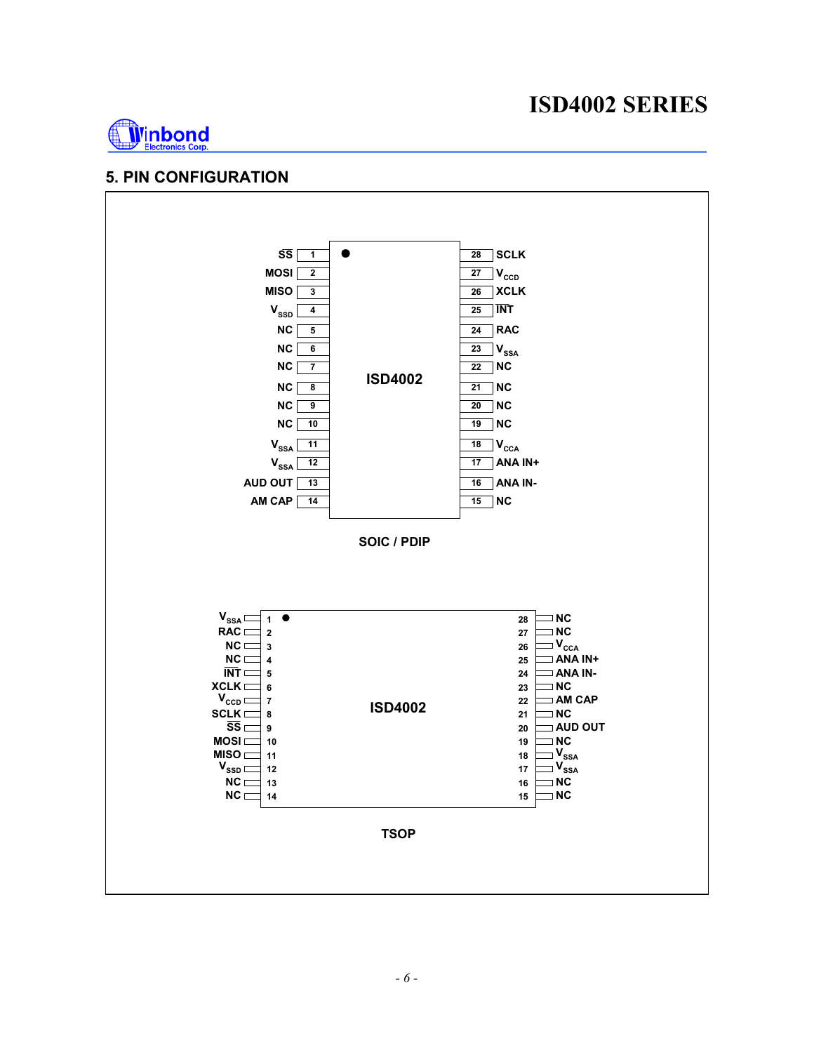## 5. PIN CONFIGURATION

**SOIC / PDIP**

| Pin Name | Pin | Pin | Pin Name |
|---|---|---|---|
| $\overline{SS}$ | 1 | 28 | SCLK |
| MOSI | 2 | 27 | $V_{CCD}$ |
| MISO | 3 | 26 | XCLK |
| $V_{SSD}$ | 4 | 25 | $\overline{INT}$ |
| NC | 5 | 24 | RAC |
| NC | 6 | 23 | $V_{SSA}$ |
| NC | 7 | 22 | NC |
| NC | 8 | 21 | NC |
| NC | 9 | 20 | NC |
| NC | 10 | 19 | NC |
| $V_{SSA}$ | 11 | 18 | $V_{CCA}$ |
| $V_{SSA}$ | 12 | 17 | ANA IN+ |
| AUD OUT | 13 | 16 | ANA IN- |
| AM CAP | 14 | 15 | NC |

**TSOP**

| Pin Name | Pin | Pin | Pin Name |
|---|---|---|---|
| $V_{SSA}$ | 1 | 28 | NC |
| RAC | 2 | 27 | NC |
| NC | 3 | 26 | $V_{CCA}$ |
| NC | 4 | 25 | ANA IN+ |
| $\overline{INT}$ | 5 | 24 | ANA IN- |
| XCLK | 6 | 23 | NC |
| $V_{CCD}$ | 7 | 22 | AM CAP |
| SCLK | 8 | 21 | NC |
| $\overline{SS}$ | 9 | 20 | AUD OUT |
| MOSI | 10 | 19 | NC |
| MISO | 11 | 18 | $V_{SSA}$ |
| $V_{SSD}$ | 12 | 17 | $V_{SSA}$ |
| NC | 13 | 16 | NC |
| NC | 14 | 15 | NC |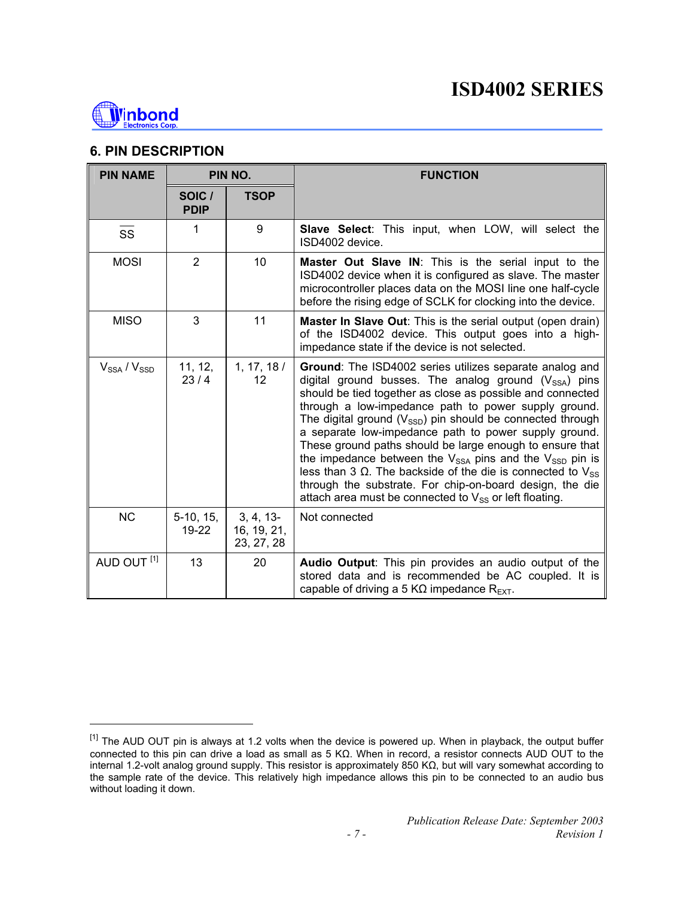## 6. PIN DESCRIPTION

| PIN NAME | PIN NO. | | FUNCTION |
|---|---|---|---|
| | SOIC / PDIP | TSOP | |
| $\overline{SS}$ | 1 | 9 | **Slave Select**: This input, when LOW, will select the ISD4002 device. |
| MOSI | 2 | 10 | **Master Out Slave IN**: This is the serial input to the ISD4002 device when it is configured as slave. The master microcontroller places data on the MOSI line one half-cycle before the rising edge of SCLK for clocking into the device. |
| MISO | 3 | 11 | **Master In Slave Out**: This is the serial output (open drain) of the ISD4002 device. This output goes into a high-impedance state if the device is not selected. |
| $V_{SSA}$ / $V_{SSD}$ | 11, 12, 23 / 4 | 1, 17, 18 / 12 | **Ground**: The ISD4002 series utilizes separate analog and digital ground busses. The analog ground ($V_{SSA}$) pins should be tied together as close as possible and connected through a low-impedance path to power supply ground. The digital ground ($V_{SSD}$) pin should be connected through a separate low-impedance path to power supply ground. These ground paths should be large enough to ensure that the impedance between the $V_{SSA}$ pins and the $V_{SSD}$ pin is less than 3 Ω. The backside of the die is connected to $V_{SS}$ through the substrate. For chip-on-board design, the die attach area must be connected to $V_{SS}$ or left floating. |
| NC | 5-10, 15, 19-22 | 3, 4, 13-16, 19, 21, 23, 27, 28 | Not connected |
| AUD OUT [1] | 13 | 20 | **Audio Output**: This pin provides an audio output of the stored data and is recommended be AC coupled. It is capable of driving a 5 KΩ impedance $R_{EXT}$. |

[1] The AUD OUT pin is always at 1.2 volts when the device is powered up. When in playback, the output buffer connected to this pin can drive a load as small as 5 KΩ. When in record, a resistor connects AUD OUT to the internal 1.2-volt analog ground supply. This resistor is approximately 850 KΩ, but will vary somewhat according to the sample rate of the device. This relatively high impedance allows this pin to be connected to an audio bus without loading it down.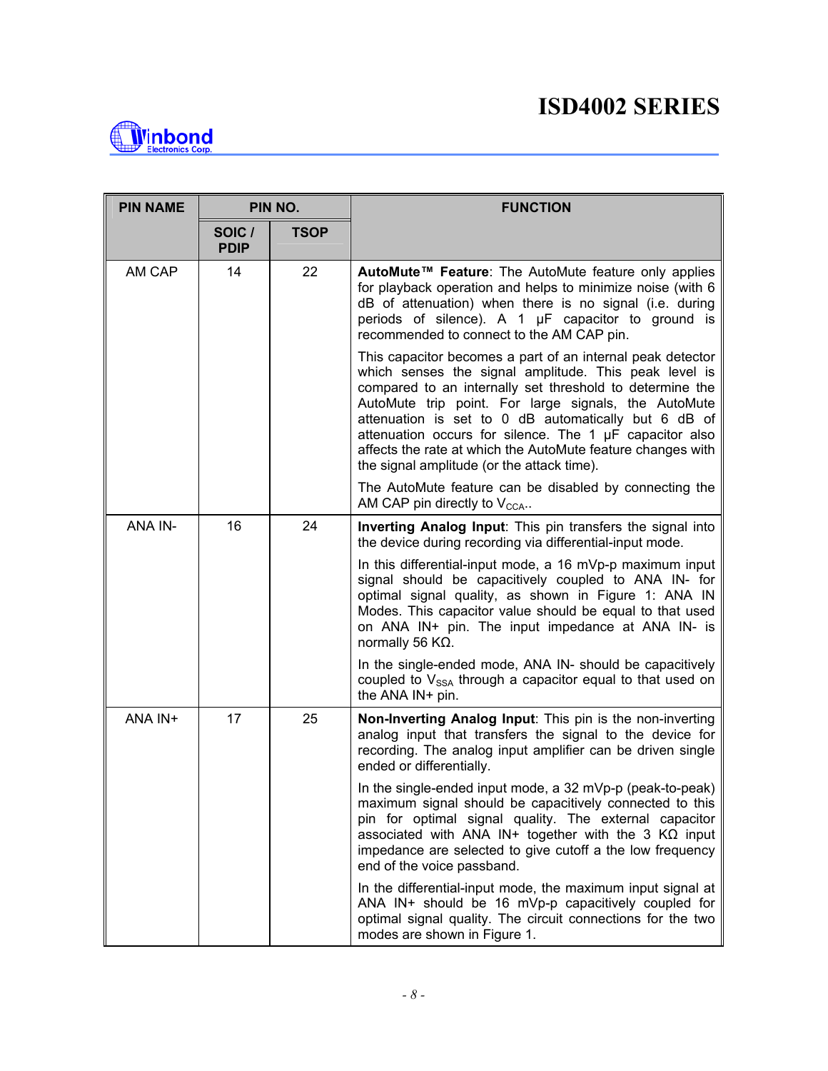| PIN NAME | PIN NO. | | FUNCTION |
|---|---|---|---|
| | SOIC / PDIP | TSOP | |
| AM CAP | 14 | 22 | **AutoMute™ Feature**: The AutoMute feature only applies for playback operation and helps to minimize noise (with 6 dB of attenuation) when there is no signal (i.e. during periods of silence). A 1 µF capacitor to ground is recommended to connect to the AM CAP pin.<br><br>This capacitor becomes a part of an internal peak detector which senses the signal amplitude. This peak level is compared to an internally set threshold to determine the AutoMute trip point. For large signals, the AutoMute attenuation is set to 0 dB automatically but 6 dB of attenuation occurs for silence. The 1 µF capacitor also affects the rate at which the AutoMute feature changes with the signal amplitude (or the attack time).<br><br>The AutoMute feature can be disabled by connecting the AM CAP pin directly to $V_{CCA}$.. |
| ANA IN- | 16 | 24 | **Inverting Analog Input**: This pin transfers the signal into the device during recording via differential-input mode.<br><br>In this differential-input mode, a 16 mVp-p maximum input signal should be capacitively coupled to ANA IN- for optimal signal quality, as shown in Figure 1: ANA IN Modes. This capacitor value should be equal to that used on ANA IN+ pin. The input impedance at ANA IN- is normally 56 KΩ.<br><br>In the single-ended mode, ANA IN- should be capacitively coupled to $V_{SSA}$ through a capacitor equal to that used on the ANA IN+ pin. |
| ANA IN+ | 17 | 25 | **Non-Inverting Analog Input**: This pin is the non-inverting analog input that transfers the signal to the device for recording. The analog input amplifier can be driven single ended or differentially.<br><br>In the single-ended input mode, a 32 mVp-p (peak-to-peak) maximum signal should be capacitively connected to this pin for optimal signal quality. The external capacitor associated with ANA IN+ together with the 3 KΩ input impedance are selected to give cutoff a the low frequency end of the voice passband.<br><br>In the differential-input mode, the maximum input signal at ANA IN+ should be 16 mVp-p capacitively coupled for optimal signal quality. The circuit connections for the two modes are shown in Figure 1. |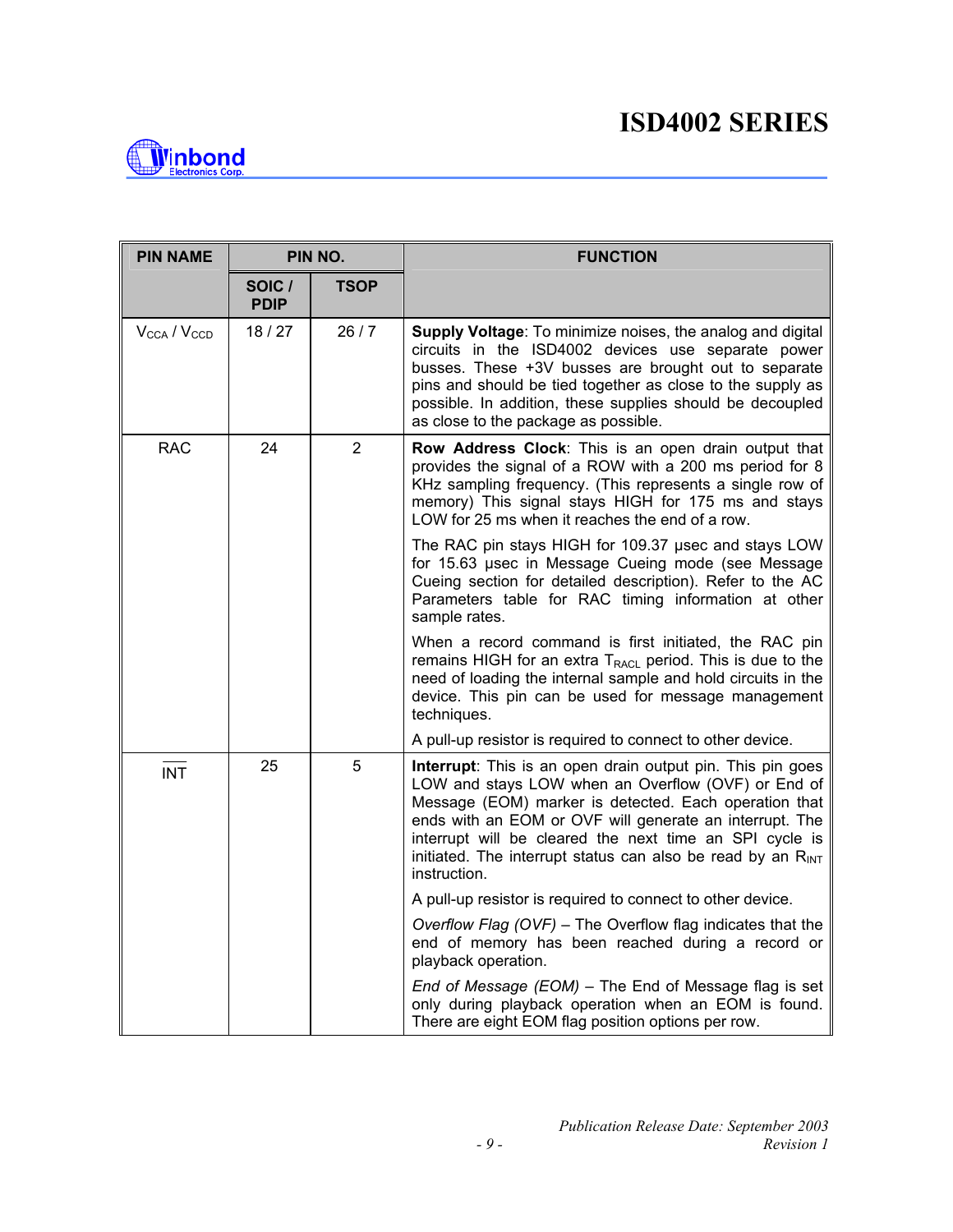| PIN NAME | PIN NO. | | FUNCTION |
|---|---|---|---|
| | SOIC / PDIP | TSOP | |
| $V_{CCA}$ / $V_{CCD}$ | 18 / 27 | 26 / 7 | **Supply Voltage**: To minimize noises, the analog and digital circuits in the ISD4002 devices use separate power busses. These +3V busses are brought out to separate pins and should be tied together as close to the supply as possible. In addition, these supplies should be decoupled as close to the package as possible. |
| RAC | 24 | 2 | **Row Address Clock**: This is an open drain output that provides the signal of a ROW with a 200 ms period for 8 KHz sampling frequency. (This represents a single row of memory) This signal stays HIGH for 175 ms and stays LOW for 25 ms when it reaches the end of a row. <br><br> The RAC pin stays HIGH for 109.37 µsec and stays LOW for 15.63 µsec in Message Cueing mode (see Message Cueing section for detailed description). Refer to the AC Parameters table for RAC timing information at other sample rates. <br><br> When a record command is first initiated, the RAC pin remains HIGH for an extra $T_{RACL}$ period. This is due to the need of loading the internal sample and hold circuits in the device. This pin can be used for message management techniques. <br><br> A pull-up resistor is required to connect to other device. |
| $\overline{INT}$ | 25 | 5 | **Interrupt**: This is an open drain output pin. This pin goes LOW and stays LOW when an Overflow (OVF) or End of Message (EOM) marker is detected. Each operation that ends with an EOM or OVF will generate an interrupt. The interrupt will be cleared the next time an SPI cycle is initiated. The interrupt status can also be read by an $R_{INT}$ instruction. <br><br> A pull-up resistor is required to connect to other device. <br><br> *Overflow Flag (OVF)* – The Overflow flag indicates that the end of memory has been reached during a record or playback operation. <br><br> *End of Message (EOM)* – The End of Message flag is set only during playback operation when an EOM is found. There are eight EOM flag position options per row. |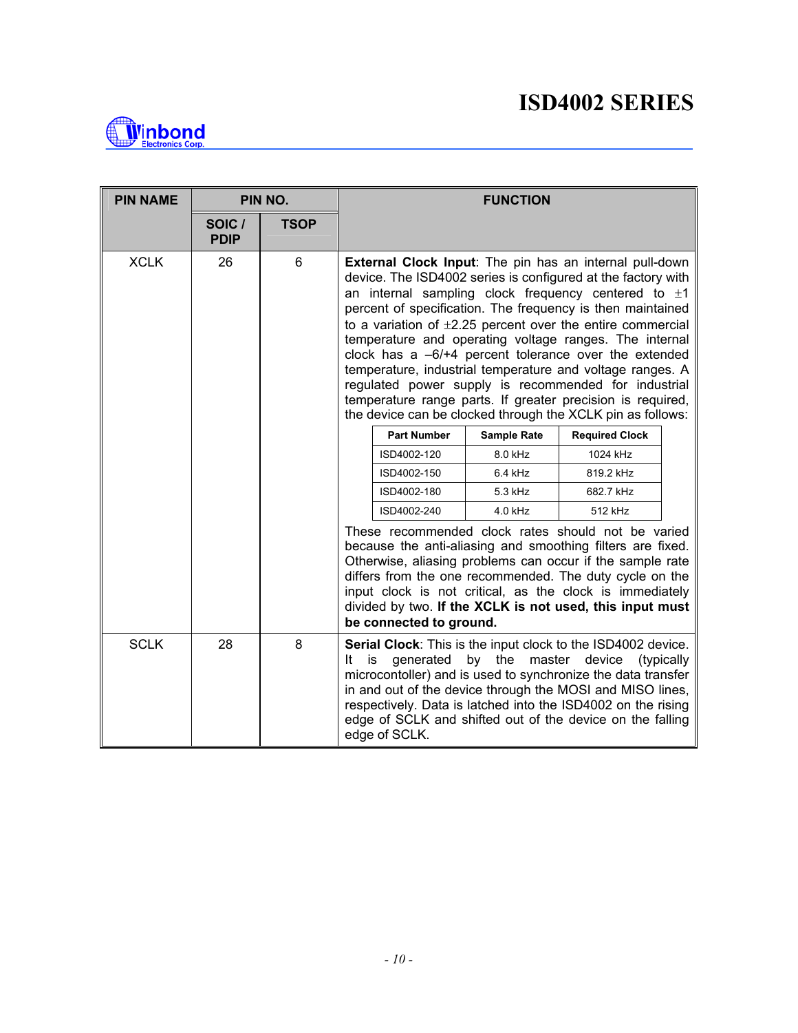| PIN NAME | PIN NO. | | FUNCTION |
|---|---|---|---|
| | SOIC / PDIP | TSOP | |
| XCLK | 26 | 6 | **External Clock Input**: The pin has an internal pull-down device. The ISD4002 series is configured at the factory with an internal sampling clock frequency centered to ±1 percent of specification. The frequency is then maintained to a variation of ±2.25 percent over the entire commercial temperature and operating voltage ranges. The internal clock has a –6/+4 percent tolerance over the extended temperature, industrial temperature and voltage ranges. A regulated power supply is recommended for industrial temperature range parts. If greater precision is required, the device can be clocked through the XCLK pin as follows: (see table below) These recommended clock rates should not be varied because the anti-aliasing and smoothing filters are fixed. Otherwise, aliasing problems can occur if the sample rate differs from the one recommended. The duty cycle on the input clock is not critical, as the clock is immediately divided by two. **If the XCLK is not used, this input must be connected to ground.** |
| SCLK | 28 | 8 | **Serial Clock**: This is the input clock to the ISD4002 device. It is generated by the master device (typically microcontoller) and is used to synchronize the data transfer in and out of the device through the MOSI and MISO lines, respectively. Data is latched into the ISD4002 on the rising edge of SCLK and shifted out of the device on the falling edge of SCLK. |

| Part Number | Sample Rate | Required Clock |
|---|---|---|
| ISD4002-120 | 8.0 kHz | 1024 kHz |
| ISD4002-150 | 6.4 kHz | 819.2 kHz |
| ISD4002-180 | 5.3 kHz | 682.7 kHz |
| ISD4002-240 | 4.0 kHz | 512 kHz |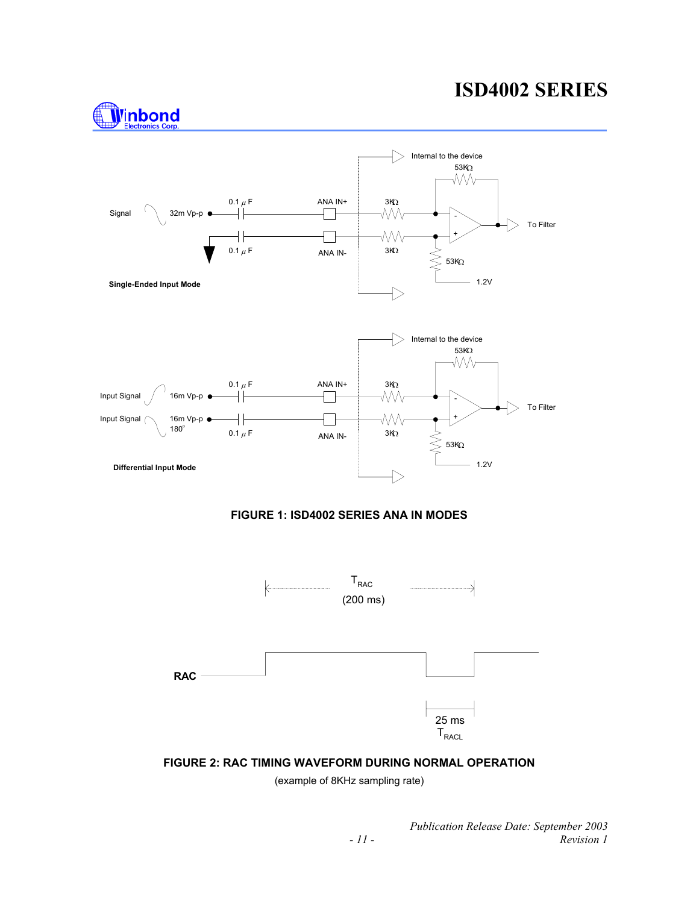Internal to the device

53KΩ

Signal 32m Vp-p

0.1 μF

ANA IN+

3KΩ

To Filter

0.1 μF

ANA IN-

3KΩ

53KΩ

1.2V

**Single-Ended Input Mode**

Internal to the device

53KΩ

Input Signal 16m Vp-p

0.1 μF

ANA IN+

3KΩ

To Filter

Input Signal 16m Vp-p 180°

0.1 μF

ANA IN-

3KΩ

53KΩ

1.2V

**Differential Input Mode**

**FIGURE 1: ISD4002 SERIES ANA IN MODES**

$T_{RAC}$
(200 ms)

**RAC**

25 ms
$T_{RACL}$

**FIGURE 2: RAC TIMING WAVEFORM DURING NORMAL OPERATION**

(example of 8KHz sampling rate)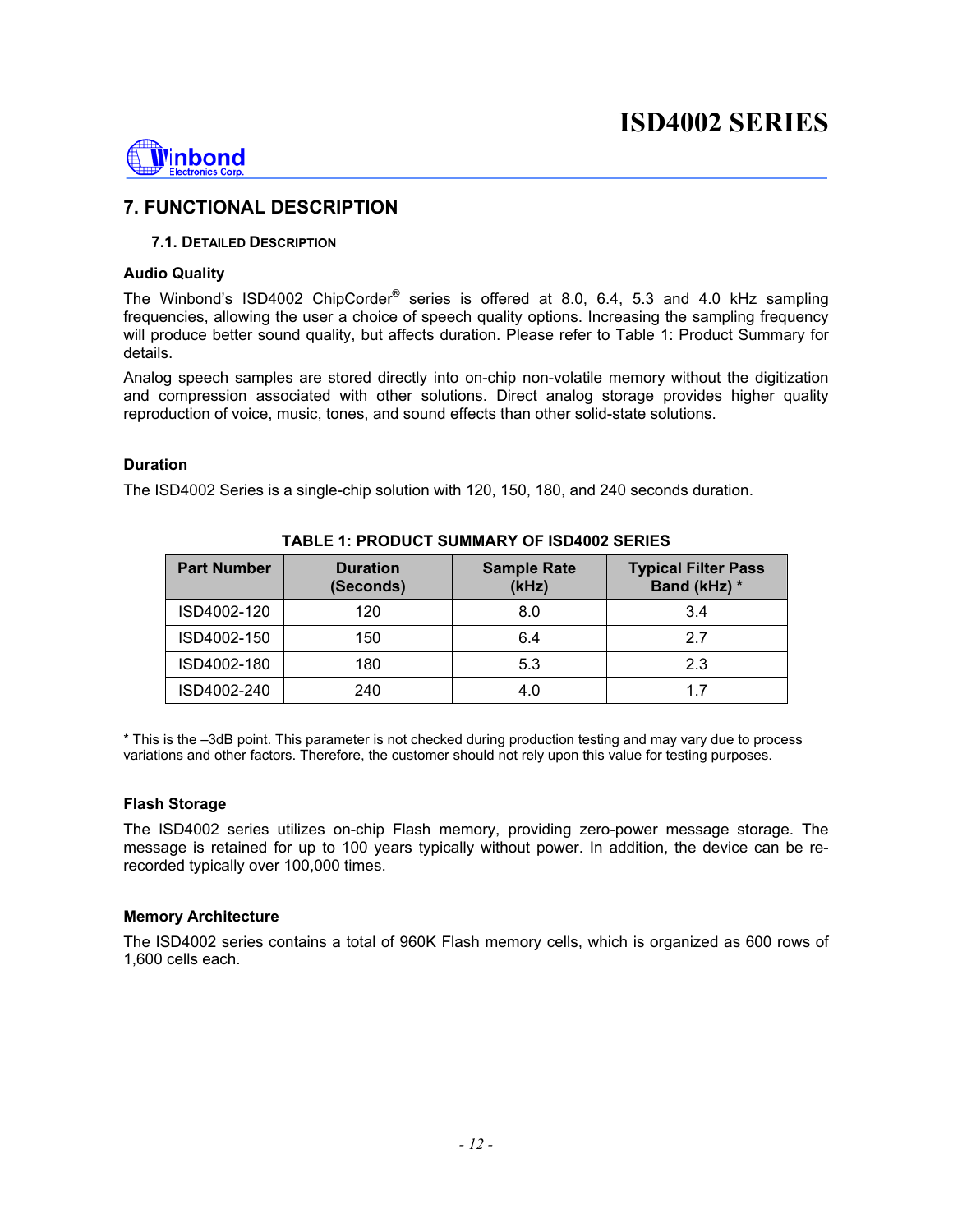# 7. FUNCTIONAL DESCRIPTION

## 7.1. Detailed Description

### Audio Quality

The Winbond's ISD4002 ChipCorder® series is offered at 8.0, 6.4, 5.3 and 4.0 kHz sampling frequencies, allowing the user a choice of speech quality options. Increasing the sampling frequency will produce better sound quality, but affects duration. Please refer to Table 1: Product Summary for details.

Analog speech samples are stored directly into on-chip non-volatile memory without the digitization and compression associated with other solutions. Direct analog storage provides higher quality reproduction of voice, music, tones, and sound effects than other solid-state solutions.

### Duration

The ISD4002 Series is a single-chip solution with 120, 150, 180, and 240 seconds duration.

**TABLE 1: PRODUCT SUMMARY OF ISD4002 SERIES**

| Part Number | Duration (Seconds) | Sample Rate (kHz) | Typical Filter Pass Band (kHz) * |
|---|---|---|---|
| ISD4002-120 | 120 | 8.0 | 3.4 |
| ISD4002-150 | 150 | 6.4 | 2.7 |
| ISD4002-180 | 180 | 5.3 | 2.3 |
| ISD4002-240 | 240 | 4.0 | 1.7 |

* This is the –3dB point. This parameter is not checked during production testing and may vary due to process variations and other factors. Therefore, the customer should not rely upon this value for testing purposes.

### Flash Storage

The ISD4002 series utilizes on-chip Flash memory, providing zero-power message storage. The message is retained for up to 100 years typically without power. In addition, the device can be re-recorded typically over 100,000 times.

### Memory Architecture

The ISD4002 series contains a total of 960K Flash memory cells, which is organized as 600 rows of 1,600 cells each.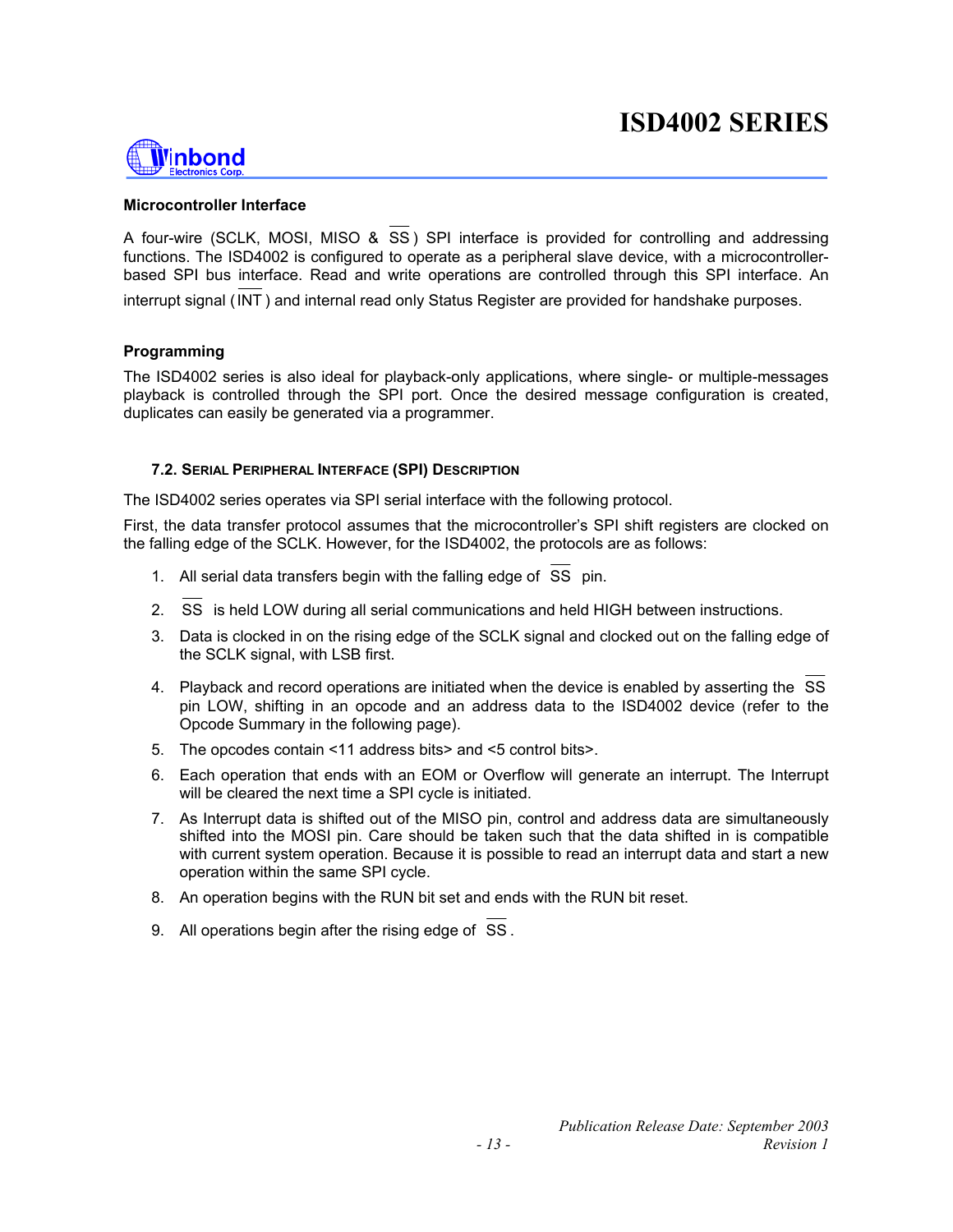#### Microcontroller Interface

A four-wire (SCLK, MOSI, MISO & $\overline{SS}$) SPI interface is provided for controlling and addressing functions. The ISD4002 is configured to operate as a peripheral slave device, with a microcontroller-based SPI bus interface. Read and write operations are controlled through this SPI interface. An interrupt signal ($\overline{INT}$) and internal read only Status Register are provided for handshake purposes.

#### Programming

The ISD4002 series is also ideal for playback-only applications, where single- or multiple-messages playback is controlled through the SPI port. Once the desired message configuration is created, duplicates can easily be generated via a programmer.

### 7.2. Serial Peripheral Interface (SPI) Description

The ISD4002 series operates via SPI serial interface with the following protocol.

First, the data transfer protocol assumes that the microcontroller's SPI shift registers are clocked on the falling edge of the SCLK. However, for the ISD4002, the protocols are as follows:

1. All serial data transfers begin with the falling edge of $\overline{SS}$ pin.
2. $\overline{SS}$ is held LOW during all serial communications and held HIGH between instructions.
3. Data is clocked in on the rising edge of the SCLK signal and clocked out on the falling edge of the SCLK signal, with LSB first.
4. Playback and record operations are initiated when the device is enabled by asserting the $\overline{SS}$ pin LOW, shifting in an opcode and an address data to the ISD4002 device (refer to the Opcode Summary in the following page).
5. The opcodes contain <11 address bits> and <5 control bits>.
6. Each operation that ends with an EOM or Overflow will generate an interrupt. The Interrupt will be cleared the next time a SPI cycle is initiated.
7. As Interrupt data is shifted out of the MISO pin, control and address data are simultaneously shifted into the MOSI pin. Care should be taken such that the data shifted in is compatible with current system operation. Because it is possible to read an interrupt data and start a new operation within the same SPI cycle.
8. An operation begins with the RUN bit set and ends with the RUN bit reset.
9. All operations begin after the rising edge of $\overline{SS}$.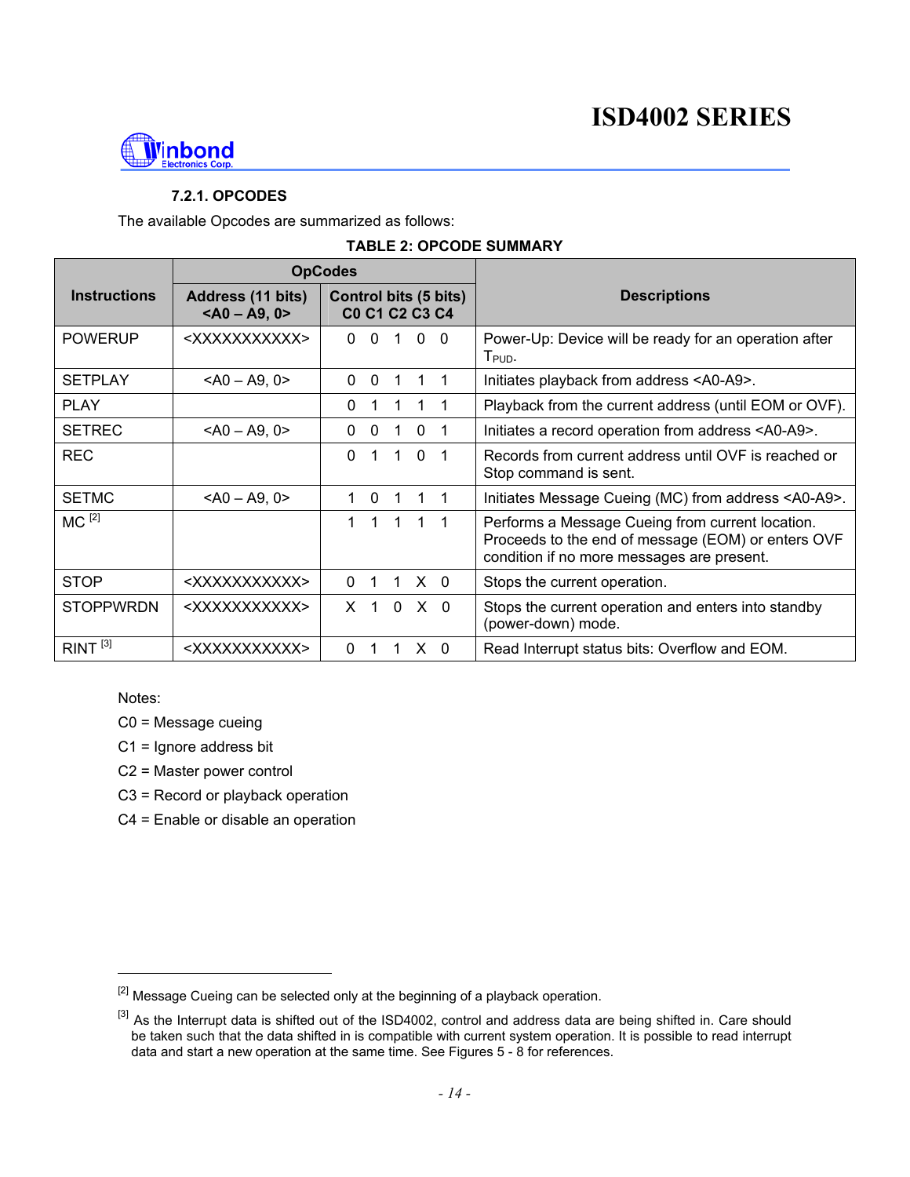#### 7.2.1. OPCODES

The available Opcodes are summarized as follows:

**TABLE 2: OPCODE SUMMARY**

| Instructions | OpCodes | | Descriptions |
|---|---|---|---|
| | Address (11 bits) <A0 – A9, 0> | Control bits (5 bits) C0 C1 C2 C3 C4 | |
| POWERUP | <XXXXXXXXXXX> | 0 0 1 0 0 | Power-Up: Device will be ready for an operation after $T_{PUD}$. |
| SETPLAY | <A0 – A9, 0> | 0 0 1 1 1 | Initiates playback from address <A0-A9>. |
| PLAY | | 0 1 1 1 1 | Playback from the current address (until EOM or OVF). |
| SETREC | <A0 – A9, 0> | 0 0 1 0 1 | Initiates a record operation from address <A0-A9>. |
| REC | | 0 1 1 0 1 | Records from current address until OVF is reached or Stop command is sent. |
| SETMC | <A0 – A9, 0> | 1 0 1 1 1 | Initiates Message Cueing (MC) from address <A0-A9>. |
| MC [2] | | 1 1 1 1 1 | Performs a Message Cueing from current location. Proceeds to the end of message (EOM) or enters OVF condition if no more messages are present. |
| STOP | <XXXXXXXXXXX> | 0 1 1 X 0 | Stops the current operation. |
| STOPPWRDN | <XXXXXXXXXXX> | X 1 0 X 0 | Stops the current operation and enters into standby (power-down) mode. |
| RINT [3] | <XXXXXXXXXXX> | 0 1 1 X 0 | Read Interrupt status bits: Overflow and EOM. |

Notes:

C0 = Message cueing

C1 = Ignore address bit

C2 = Master power control

C3 = Record or playback operation

C4 = Enable or disable an operation

---

[2] Message Cueing can be selected only at the beginning of a playback operation.

[3] As the Interrupt data is shifted out of the ISD4002, control and address data are being shifted in. Care should be taken such that the data shifted in is compatible with current system operation. It is possible to read interrupt data and start a new operation at the same time. See Figures 5 - 8 for references.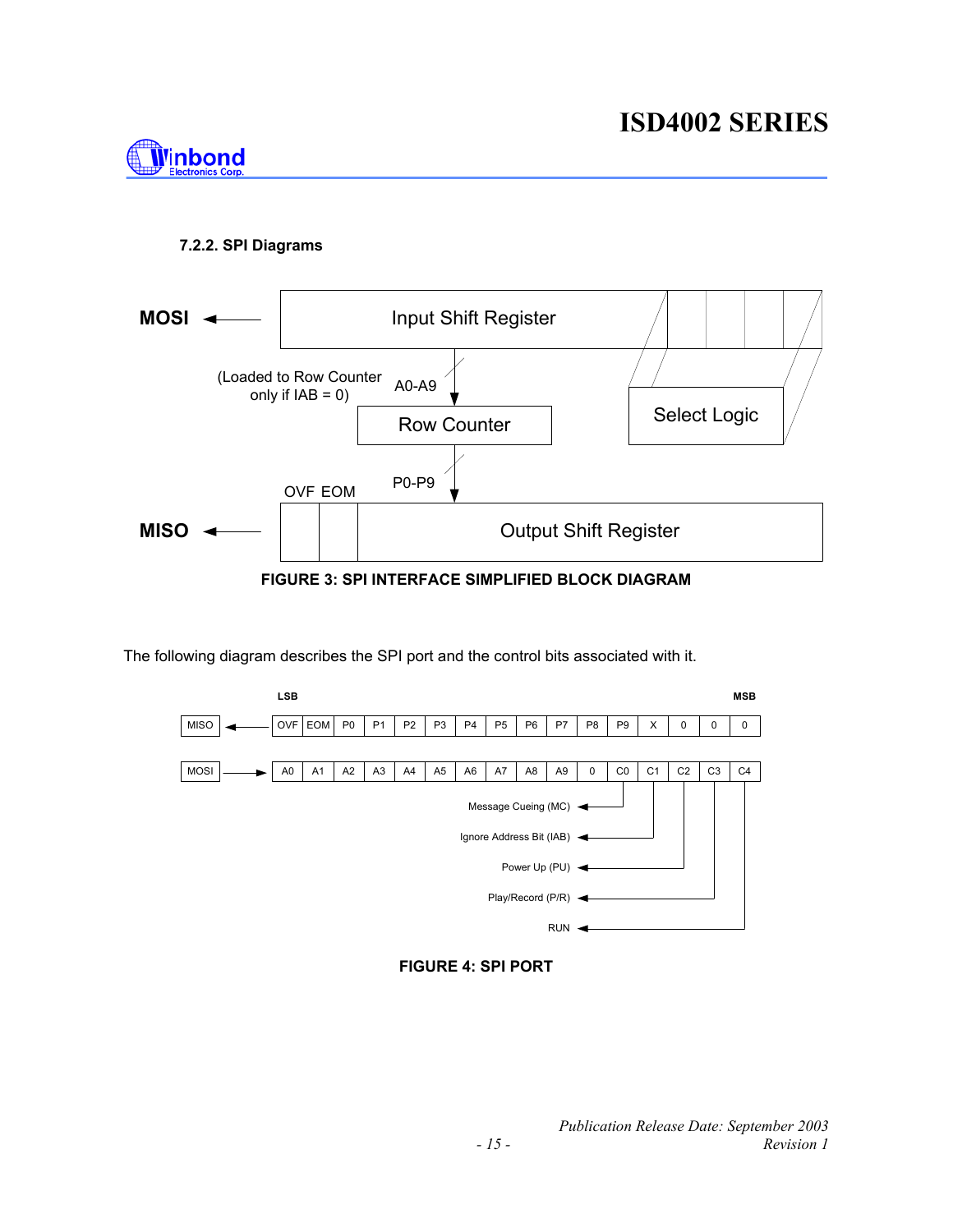### 7.2.2. SPI Diagrams

MOSI ← Input Shift Register

(Loaded to Row Counter only if IAB = 0) A0-A9 → Row Counter → P0-P9

Select Logic

MISO ← OVF | EOM | Output Shift Register

**FIGURE 3: SPI INTERFACE SIMPLIFIED BLOCK DIAGRAM**

The following diagram describes the SPI port and the control bits associated with it.

| | LSB | | | | | | | | | | | | | | | MSB |
|---|---|---|---|---|---|---|---|---|---|---|---|---|---|---|---|---|
| MISO ← | OVF | EOM | P0 | P1 | P2 | P3 | P4 | P5 | P6 | P7 | P8 | P9 | X | 0 | 0 | 0 |
| MOSI → | A0 | A1 | A2 | A3 | A4 | A5 | A6 | A7 | A8 | A9 | 0 | C0 | C1 | C2 | C3 | C4 |

- C0 → Message Cueing (MC)
- C1 → Ignore Address Bit (IAB)
- C2 → Power Up (PU)
- C3 → Play/Record (P/R)
- C4 → RUN

**FIGURE 4: SPI PORT**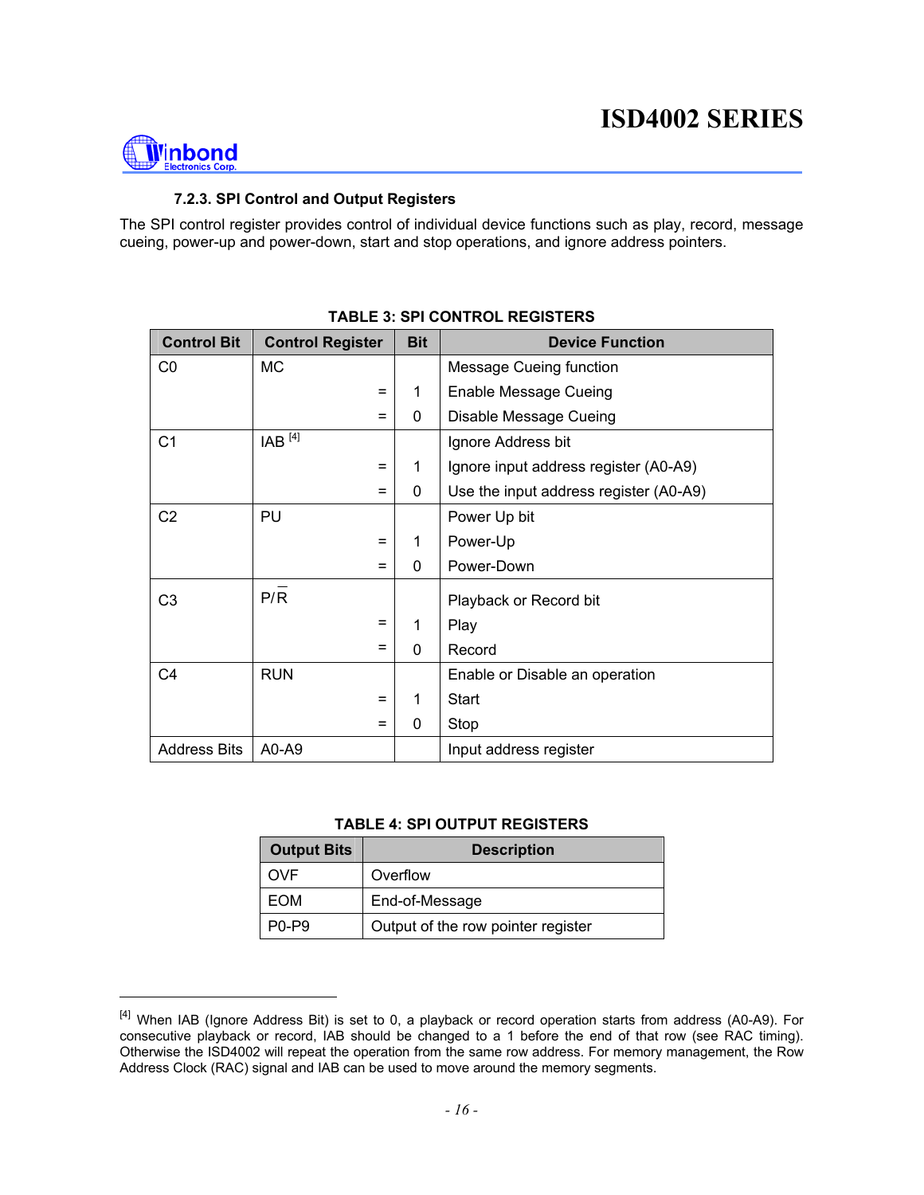### 7.2.3. SPI Control and Output Registers

The SPI control register provides control of individual device functions such as play, record, message cueing, power-up and power-down, start and stop operations, and ignore address pointers.

**TABLE 3: SPI CONTROL REGISTERS**

| Control Bit | Control Register | Bit | Device Function |
|---|---|---|---|
| C0 | MC | | Message Cueing function |
| | = | 1 | Enable Message Cueing |
| | = | 0 | Disable Message Cueing |
| C1 | IAB [4] | | Ignore Address bit |
| | = | 1 | Ignore input address register (A0-A9) |
| | = | 0 | Use the input address register (A0-A9) |
| C2 | PU | | Power Up bit |
| | = | 1 | Power-Up |
| | = | 0 | Power-Down |
| C3 | P/$\overline{R}$ | | Playback or Record bit |
| | = | 1 | Play |
| | = | 0 | Record |
| C4 | RUN | | Enable or Disable an operation |
| | = | 1 | Start |
| | = | 0 | Stop |
| Address Bits | A0-A9 | | Input address register |

**TABLE 4: SPI OUTPUT REGISTERS**

| Output Bits | Description |
|---|---|
| OVF | Overflow |
| EOM | End-of-Message |
| P0-P9 | Output of the row pointer register |

---

[4] When IAB (Ignore Address Bit) is set to 0, a playback or record operation starts from address (A0-A9). For consecutive playback or record, IAB should be changed to a 1 before the end of that row (see RAC timing). Otherwise the ISD4002 will repeat the operation from the same row address. For memory management, the Row Address Clock (RAC) signal and IAB can be used to move around the memory segments.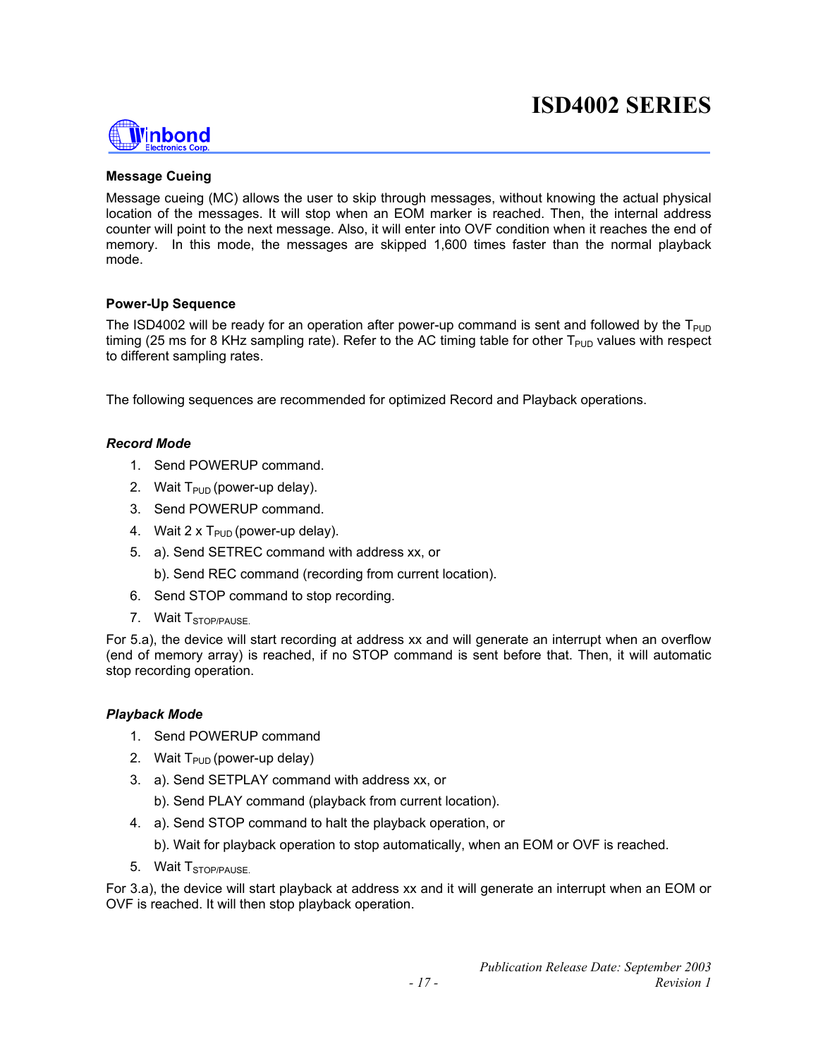### Message Cueing

Message cueing (MC) allows the user to skip through messages, without knowing the actual physical location of the messages. It will stop when an EOM marker is reached. Then, the internal address counter will point to the next message. Also, it will enter into OVF condition when it reaches the end of memory. In this mode, the messages are skipped 1,600 times faster than the normal playback mode.

### Power-Up Sequence

The ISD4002 will be ready for an operation after power-up command is sent and followed by the $T_{PUD}$ timing (25 ms for 8 KHz sampling rate). Refer to the AC timing table for other $T_{PUD}$ values with respect to different sampling rates.

The following sequences are recommended for optimized Record and Playback operations.

#### *Record Mode*

1. Send POWERUP command.
2. Wait $T_{PUD}$ (power-up delay).
3. Send POWERUP command.
4. Wait 2 x $T_{PUD}$ (power-up delay).
5. a). Send SETREC command with address xx, or

   b). Send REC command (recording from current location).
6. Send STOP command to stop recording.
7. Wait $T_{STOP/PAUSE}$.

For 5.a), the device will start recording at address xx and will generate an interrupt when an overflow (end of memory array) is reached, if no STOP command is sent before that. Then, it will automatic stop recording operation.

#### *Playback Mode*

1. Send POWERUP command
2. Wait $T_{PUD}$ (power-up delay)
3. a). Send SETPLAY command with address xx, or

   b). Send PLAY command (playback from current location).
4. a). Send STOP command to halt the playback operation, or

   b). Wait for playback operation to stop automatically, when an EOM or OVF is reached.
5. Wait $T_{STOP/PAUSE}$.

For 3.a), the device will start playback at address xx and it will generate an interrupt when an EOM or OVF is reached. It will then stop playback operation.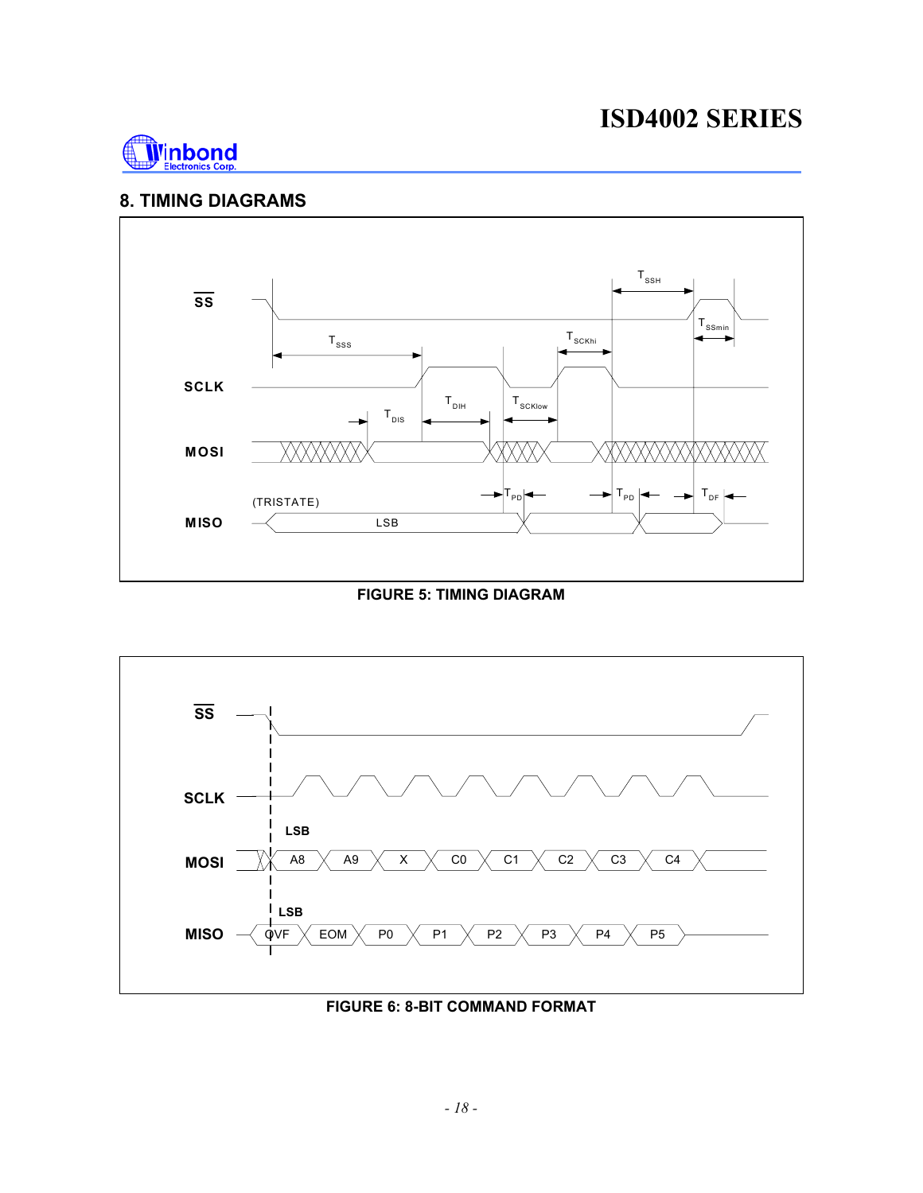## 8. TIMING DIAGRAMS

FIGURE 5: TIMING DIAGRAM

FIGURE 6: 8-BIT COMMAND FORMAT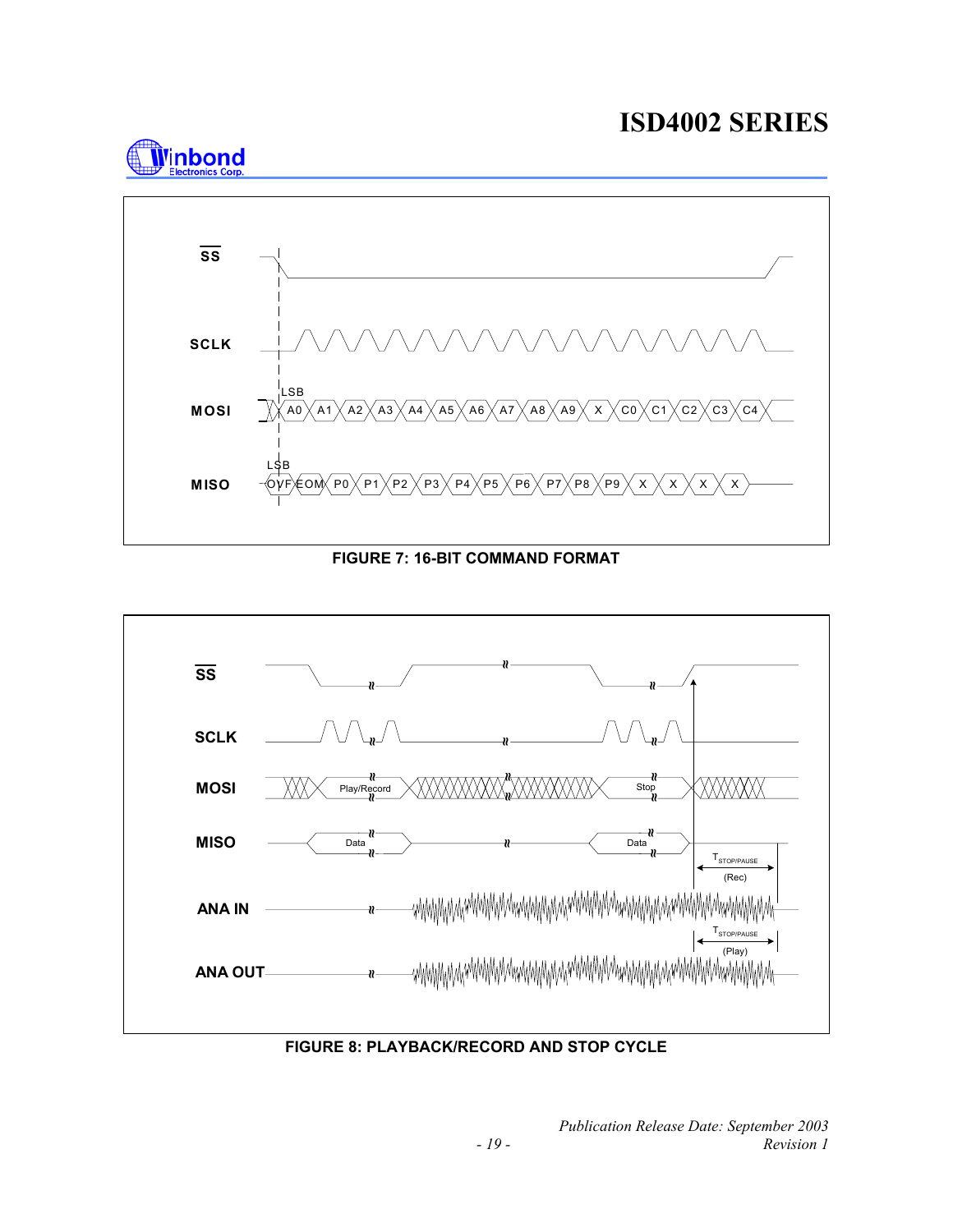FIGURE 7: 16-BIT COMMAND FORMAT

FIGURE 8: PLAYBACK/RECORD AND STOP CYCLE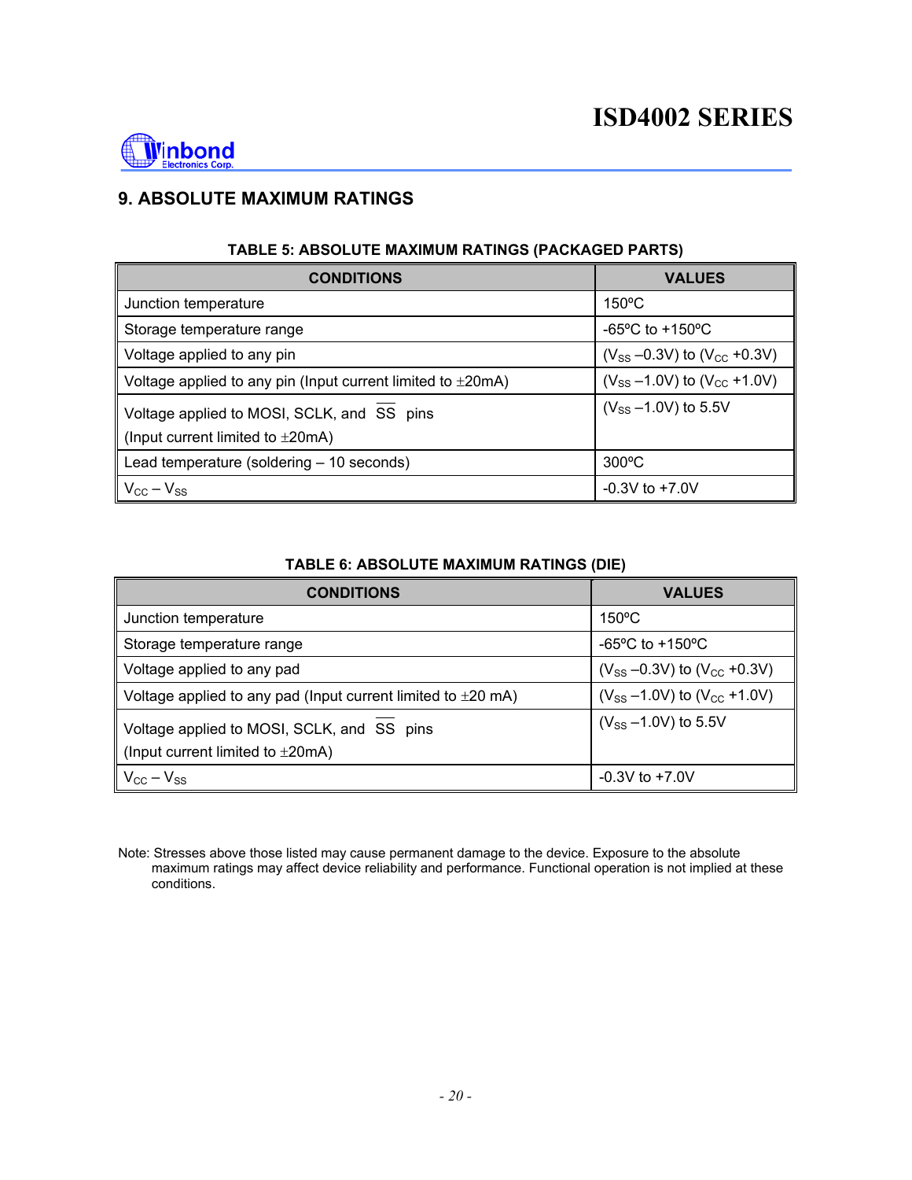## 9. ABSOLUTE MAXIMUM RATINGS

**TABLE 5: ABSOLUTE MAXIMUM RATINGS (PACKAGED PARTS)**

| CONDITIONS | VALUES |
|---|---|
| Junction temperature | 150ºC |
| Storage temperature range | -65ºC to +150ºC |
| Voltage applied to any pin | ($V_{SS}$ –0.3V) to ($V_{CC}$ +0.3V) |
| Voltage applied to any pin (Input current limited to ±20mA) | ($V_{SS}$ –1.0V) to ($V_{CC}$ +1.0V) |
| Voltage applied to MOSI, SCLK, and $\overline{SS}$ pins (Input current limited to ±20mA) | ($V_{SS}$ –1.0V) to 5.5V |
| Lead temperature (soldering – 10 seconds) | 300ºC |
| $V_{CC} – V_{SS}$ | -0.3V to +7.0V |

**TABLE 6: ABSOLUTE MAXIMUM RATINGS (DIE)**

| CONDITIONS | VALUES |
|---|---|
| Junction temperature | 150ºC |
| Storage temperature range | -65ºC to +150ºC |
| Voltage applied to any pad | ($V_{SS}$ –0.3V) to ($V_{CC}$ +0.3V) |
| Voltage applied to any pad (Input current limited to ±20 mA) | ($V_{SS}$ –1.0V) to ($V_{CC}$ +1.0V) |
| Voltage applied to MOSI, SCLK, and $\overline{SS}$ pins (Input current limited to ±20mA) | ($V_{SS}$ –1.0V) to 5.5V |
| $V_{CC} – V_{SS}$ | -0.3V to +7.0V |

Note: Stresses above those listed may cause permanent damage to the device. Exposure to the absolute maximum ratings may affect device reliability and performance. Functional operation is not implied at these conditions.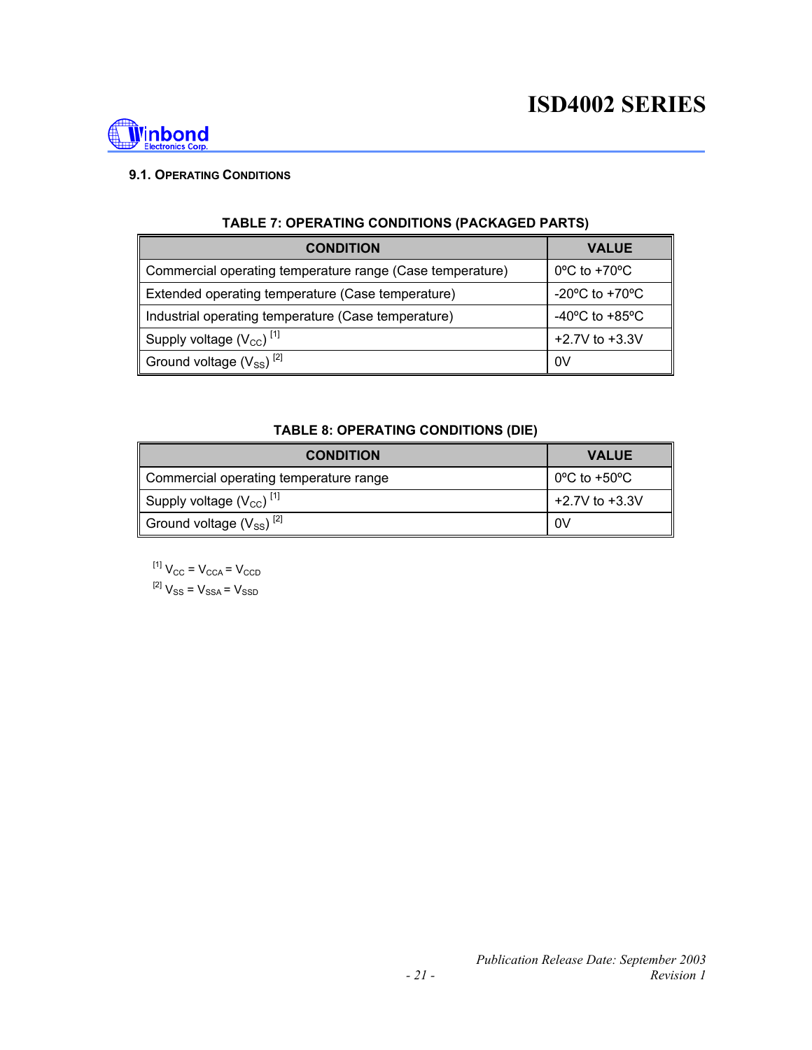### 9.1. OPERATING CONDITIONS

**TABLE 7: OPERATING CONDITIONS (PACKAGED PARTS)**

| CONDITION | VALUE |
|---|---|
| Commercial operating temperature range (Case temperature) | 0ºC to +70ºC |
| Extended operating temperature (Case temperature) | -20ºC to +70ºC |
| Industrial operating temperature (Case temperature) | -40ºC to +85ºC |
| Supply voltage ($V_{CC}$) [1] | +2.7V to +3.3V |
| Ground voltage ($V_{SS}$) [2] | 0V |

**TABLE 8: OPERATING CONDITIONS (DIE)**

| CONDITION | VALUE |
|---|---|
| Commercial operating temperature range | 0ºC to +50ºC |
| Supply voltage ($V_{CC}$) [1] | +2.7V to +3.3V |
| Ground voltage ($V_{SS}$) [2] | 0V |

[1] $V_{CC} = V_{CCA} = V_{CCD}$

[2] $V_{SS} = V_{SSA} = V_{SSD}$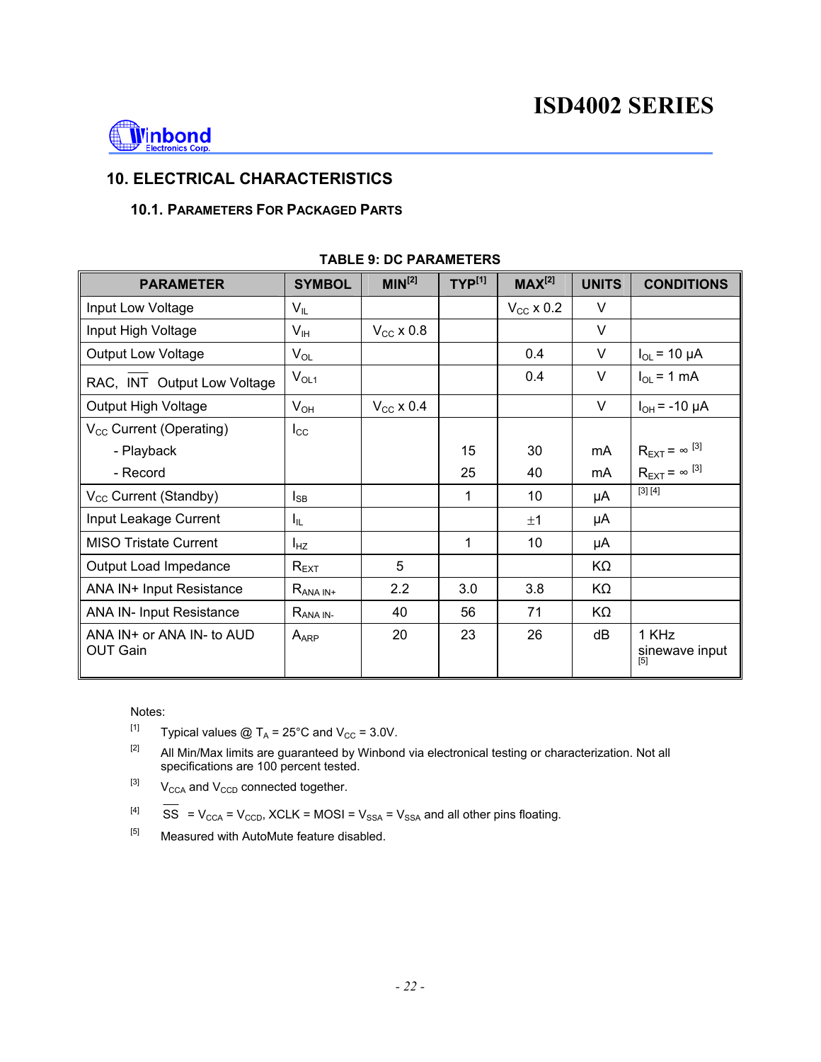## 10. ELECTRICAL CHARACTERISTICS

### 10.1. Parameters For Packaged Parts

**TABLE 9: DC PARAMETERS**

| PARAMETER | SYMBOL | MIN[2] | TYP[1] | MAX[2] | UNITS | CONDITIONS |
|---|---|---|---|---|---|---|
| Input Low Voltage | $V_{IL}$ | | | $V_{CC}$ x 0.2 | V | |
| Input High Voltage | $V_{IH}$ | $V_{CC}$ x 0.8 | | | V | |
| Output Low Voltage | $V_{OL}$ | | | 0.4 | V | $I_{OL}$ = 10 µA |
| RAC, $\overline{INT}$ Output Low Voltage | $V_{OL1}$ | | | 0.4 | V | $I_{OL}$ = 1 mA |
| Output High Voltage | $V_{OH}$ | $V_{CC}$ x 0.4 | | | V | $I_{OH}$ = -10 µA |
| $V_{CC}$ Current (Operating) | $I_{CC}$ | | | | | |
| - Playback | | | 15 | 30 | mA | $R_{EXT} = \infty$ [3] |
| - Record | | | 25 | 40 | mA | $R_{EXT} = \infty$ [3] |
| $V_{CC}$ Current (Standby) | $I_{SB}$ | | 1 | 10 | µA | [3] [4] |
| Input Leakage Current | $I_{IL}$ | | | ±1 | µA | |
| MISO Tristate Current | $I_{HZ}$ | | 1 | 10 | µA | |
| Output Load Impedance | $R_{EXT}$ | 5 | | | KΩ | |
| ANA IN+ Input Resistance | $R_{ANA\ IN+}$ | 2.2 | 3.0 | 3.8 | KΩ | |
| ANA IN- Input Resistance | $R_{ANA\ IN-}$ | 40 | 56 | 71 | KΩ | |
| ANA IN+ or ANA IN- to AUD OUT Gain | $A_{ARP}$ | 20 | 23 | 26 | dB | 1 KHz sinewave input [5] |

Notes:

[1] Typical values @ $T_A$ = 25°C and $V_{CC}$ = 3.0V.

[2] All Min/Max limits are guaranteed by Winbond via electronical testing or characterization. Not all specifications are 100 percent tested.

[3] $V_{CCA}$ and $V_{CCD}$ connected together.

[4] $\overline{SS}$ = $V_{CCA}$ = $V_{CCD}$, XCLK = MOSI = $V_{SSA}$ = $V_{SSA}$ and all other pins floating.

[5] Measured with AutoMute feature disabled.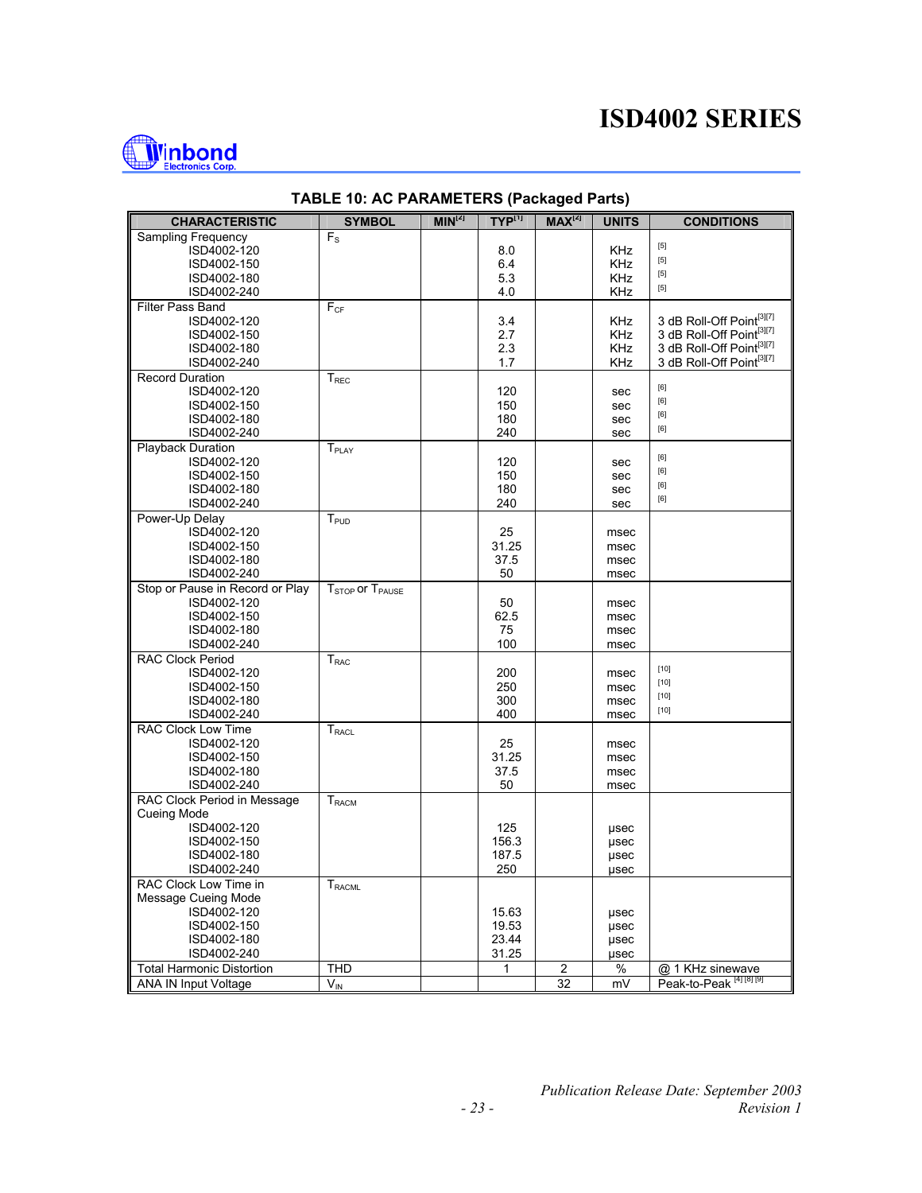## TABLE 10: AC PARAMETERS (Packaged Parts)

| CHARACTERISTIC | SYMBOL | MIN[2] | TYP[1] | MAX[2] | UNITS | CONDITIONS |
|---|---|---|---|---|---|---|
| Sampling Frequency | $F_S$ | | | | | |
| ISD4002-120 | | | 8.0 | | KHz | [5] |
| ISD4002-150 | | | 6.4 | | KHz | [5] |
| ISD4002-180 | | | 5.3 | | KHz | [5] |
| ISD4002-240 | | | 4.0 | | KHz | [5] |
| Filter Pass Band | $F_{CF}$ | | | | | |
| ISD4002-120 | | | 3.4 | | KHz | 3 dB Roll-Off Point[3][7] |
| ISD4002-150 | | | 2.7 | | KHz | 3 dB Roll-Off Point[3][7] |
| ISD4002-180 | | | 2.3 | | KHz | 3 dB Roll-Off Point[3][7] |
| ISD4002-240 | | | 1.7 | | KHz | 3 dB Roll-Off Point[3][7] |
| Record Duration | $T_{REC}$ | | | | | |
| ISD4002-120 | | | 120 | | sec | [6] |
| ISD4002-150 | | | 150 | | sec | [6] |
| ISD4002-180 | | | 180 | | sec | [6] |
| ISD4002-240 | | | 240 | | sec | [6] |
| Playback Duration | $T_{PLAY}$ | | | | | |
| ISD4002-120 | | | 120 | | sec | [6] |
| ISD4002-150 | | | 150 | | sec | [6] |
| ISD4002-180 | | | 180 | | sec | [6] |
| ISD4002-240 | | | 240 | | sec | [6] |
| Power-Up Delay | $T_{PUD}$ | | | | | |
| ISD4002-120 | | | 25 | | msec | |
| ISD4002-150 | | | 31.25 | | msec | |
| ISD4002-180 | | | 37.5 | | msec | |
| ISD4002-240 | | | 50 | | msec | |
| Stop or Pause in Record or Play | $T_{STOP}$ or $T_{PAUSE}$ | | | | | |
| ISD4002-120 | | | 50 | | msec | |
| ISD4002-150 | | | 62.5 | | msec | |
| ISD4002-180 | | | 75 | | msec | |
| ISD4002-240 | | | 100 | | msec | |
| RAC Clock Period | $T_{RAC}$ | | | | | |
| ISD4002-120 | | | 200 | | msec | [10] |
| ISD4002-150 | | | 250 | | msec | [10] |
| ISD4002-180 | | | 300 | | msec | [10] |
| ISD4002-240 | | | 400 | | msec | [10] |
| RAC Clock Low Time | $T_{RACL}$ | | | | | |
| ISD4002-120 | | | 25 | | msec | |
| ISD4002-150 | | | 31.25 | | msec | |
| ISD4002-180 | | | 37.5 | | msec | |
| ISD4002-240 | | | 50 | | msec | |
| RAC Clock Period in Message Cueing Mode | $T_{RACM}$ | | | | | |
| ISD4002-120 | | | 125 | | µsec | |
| ISD4002-150 | | | 156.3 | | µsec | |
| ISD4002-180 | | | 187.5 | | µsec | |
| ISD4002-240 | | | 250 | | µsec | |
| RAC Clock Low Time in Message Cueing Mode | $T_{RACML}$ | | | | | |
| ISD4002-120 | | | 15.63 | | µsec | |
| ISD4002-150 | | | 19.53 | | µsec | |
| ISD4002-180 | | | 23.44 | | µsec | |
| ISD4002-240 | | | 31.25 | | µsec | |
| Total Harmonic Distortion | THD | | 1 | 2 | % | @ 1 KHz sinewave |
| ANA IN Input Voltage | $V_{IN}$ | | | 32 | mV | Peak-to-Peak [4][8][9] |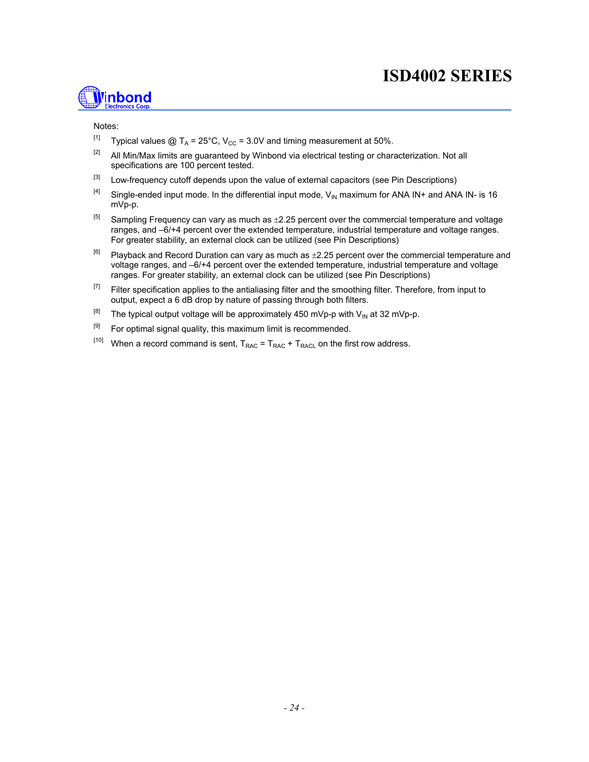Notes:

[1] Typical values @ $T_A$ = 25°C, $V_{CC}$ = 3.0V and timing measurement at 50%.

[2] All Min/Max limits are guaranteed by Winbond via electrical testing or characterization. Not all specifications are 100 percent tested.

[3] Low-frequency cutoff depends upon the value of external capacitors (see Pin Descriptions)

[4] Single-ended input mode. In the differential input mode, $V_{IN}$ maximum for ANA IN+ and ANA IN- is 16 mVp-p.

[5] Sampling Frequency can vary as much as ±2.25 percent over the commercial temperature and voltage ranges, and –6/+4 percent over the extended temperature, industrial temperature and voltage ranges. For greater stability, an external clock can be utilized (see Pin Descriptions)

[6] Playback and Record Duration can vary as much as ±2.25 percent over the commercial temperature and voltage ranges, and –6/+4 percent over the extended temperature, industrial temperature and voltage ranges. For greater stability, an external clock can be utilized (see Pin Descriptions)

[7] Filter specification applies to the antialiasing filter and the smoothing filter. Therefore, from input to output, expect a 6 dB drop by nature of passing through both filters.

[8] The typical output voltage will be approximately 450 mVp-p with $V_{IN}$ at 32 mVp-p.

[9] For optimal signal quality, this maximum limit is recommended.

[10] When a record command is sent, $T_{RAC} = T_{RAC} + T_{RACL}$ on the first row address.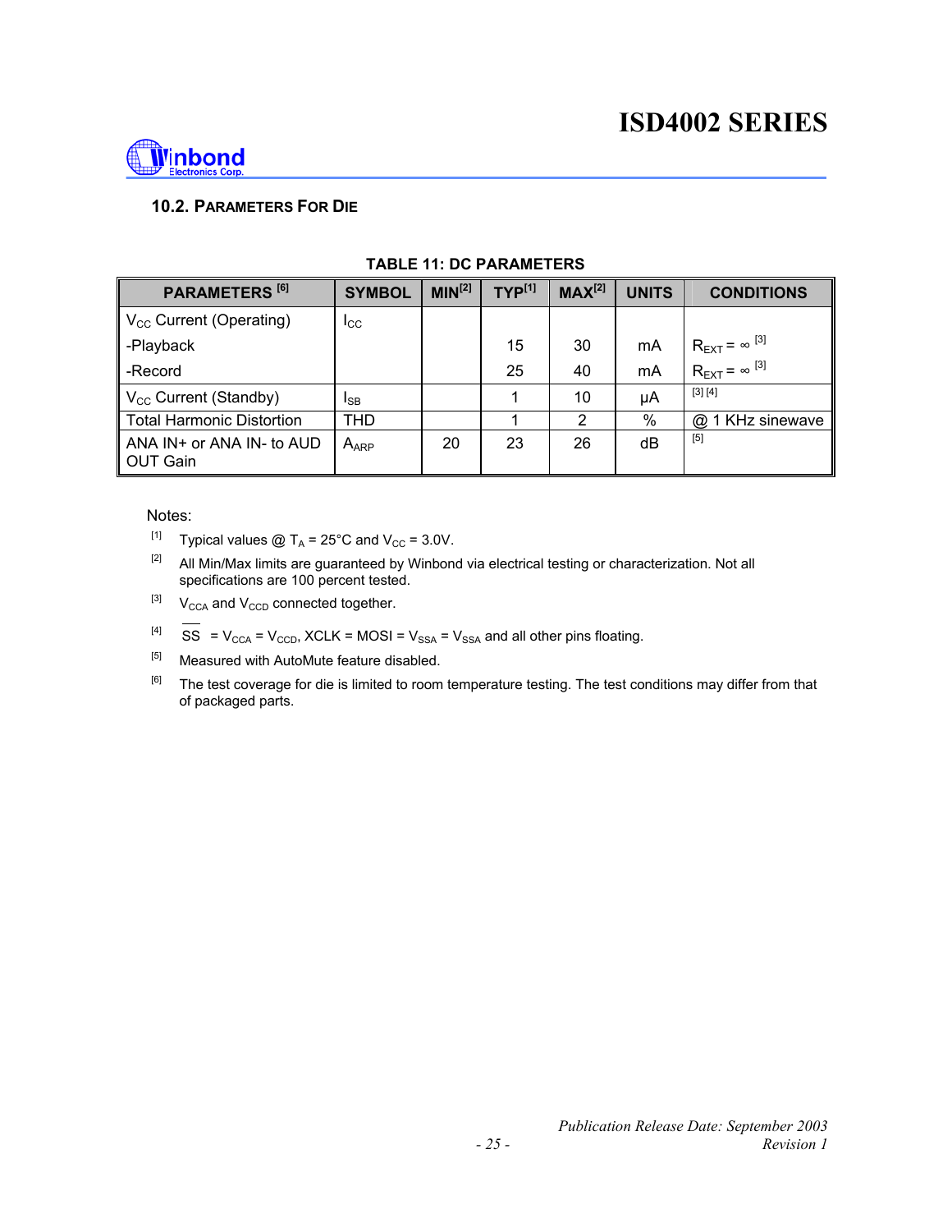### 10.2. PARAMETERS FOR DIE

**TABLE 11: DC PARAMETERS**

| PARAMETERS [6] | SYMBOL | MIN[2] | TYP[1] | MAX[2] | UNITS | CONDITIONS |
|---|---|---|---|---|---|---|
| $V_{CC}$ Current (Operating) | $I_{CC}$ | | | | | |
| -Playback | | | 15 | 30 | mA | $R_{EXT} = \infty$ [3] |
| -Record | | | 25 | 40 | mA | $R_{EXT} = \infty$ [3] |
| $V_{CC}$ Current (Standby) | $I_{SB}$ | | 1 | 10 | μA | [3] [4] |
| Total Harmonic Distortion | THD | | 1 | 2 | % | @ 1 KHz sinewave |
| ANA IN+ or ANA IN- to AUD OUT Gain | $A_{ARP}$ | 20 | 23 | 26 | dB | [5] |

Notes:

[1] Typical values @ $T_A = 25°C$ and $V_{CC} = 3.0V$.

[2] All Min/Max limits are guaranteed by Winbond via electrical testing or characterization. Not all specifications are 100 percent tested.

[3] $V_{CCA}$ and $V_{CCD}$ connected together.

[4] $\overline{SS} = V_{CCA} = V_{CCD}$, XCLK = MOSI = $V_{SSA} = V_{SSA}$ and all other pins floating.

[5] Measured with AutoMute feature disabled.

[6] The test coverage for die is limited to room temperature testing. The test conditions may differ from that of packaged parts.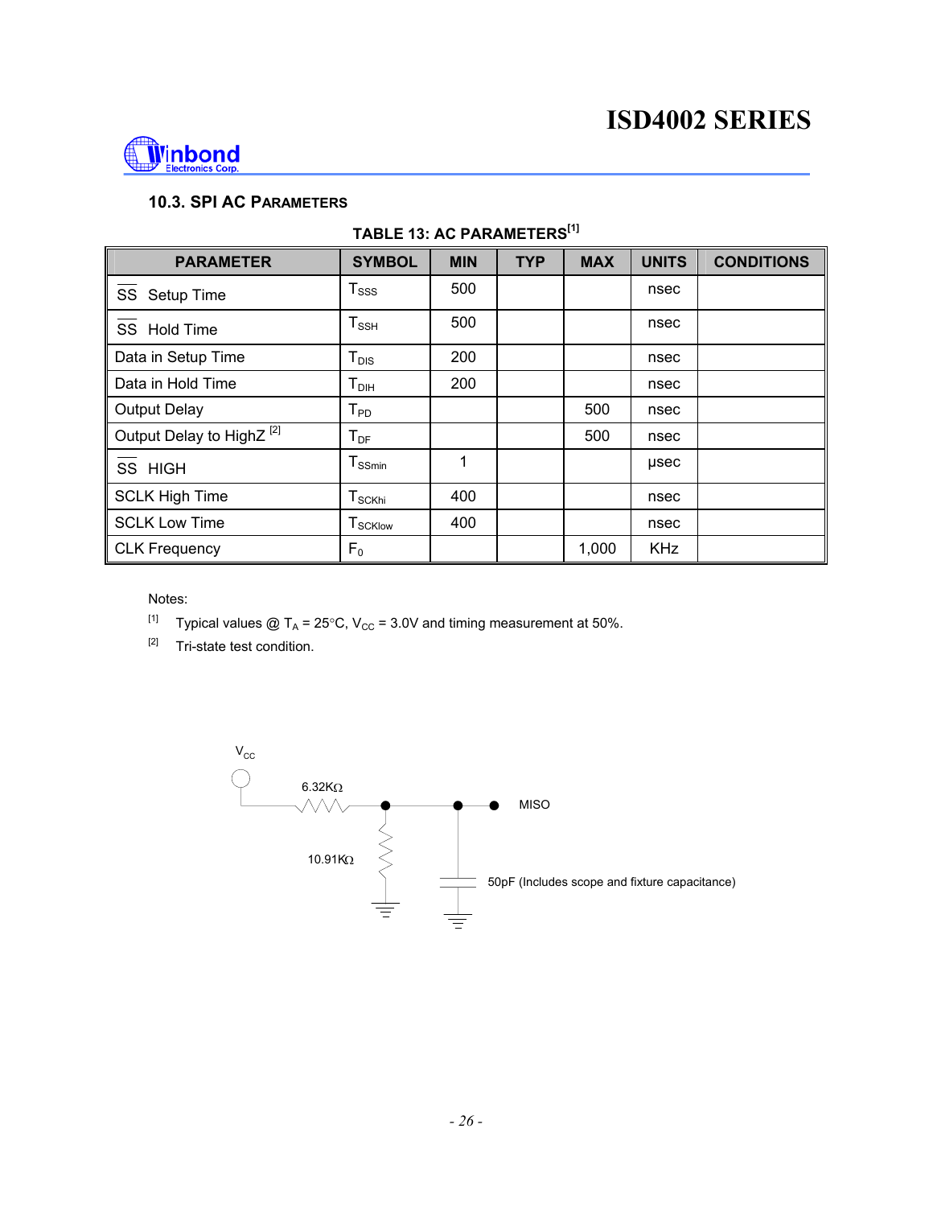### 10.3. SPI AC PARAMETERS

**TABLE 13: AC PARAMETERS[1]**

| PARAMETER | SYMBOL | MIN | TYP | MAX | UNITS | CONDITIONS |
|---|---|---|---|---|---|---|
| $\overline{SS}$ Setup Time | $T_{SSS}$ | 500 | | | nsec | |
| $\overline{SS}$ Hold Time | $T_{SSH}$ | 500 | | | nsec | |
| Data in Setup Time | $T_{DIS}$ | 200 | | | nsec | |
| Data in Hold Time | $T_{DIH}$ | 200 | | | nsec | |
| Output Delay | $T_{PD}$ | | | 500 | nsec | |
| Output Delay to HighZ [2] | $T_{DF}$ | | | 500 | nsec | |
| $\overline{SS}$ HIGH | $T_{SSmin}$ | 1 | | | µsec | |
| SCLK High Time | $T_{SCKhi}$ | 400 | | | nsec | |
| SCLK Low Time | $T_{SCKlow}$ | 400 | | | nsec | |
| CLK Frequency | $F_0$ | | | 1,000 | KHz | |

Notes:

[1] Typical values @ $T_A$ = 25°C, $V_{CC}$ = 3.0V and timing measurement at 50%.

[2] Tri-state test condition.

$V_{CC}$

6.32KΩ

MISO

10.91KΩ

50pF (Includes scope and fixture capacitance)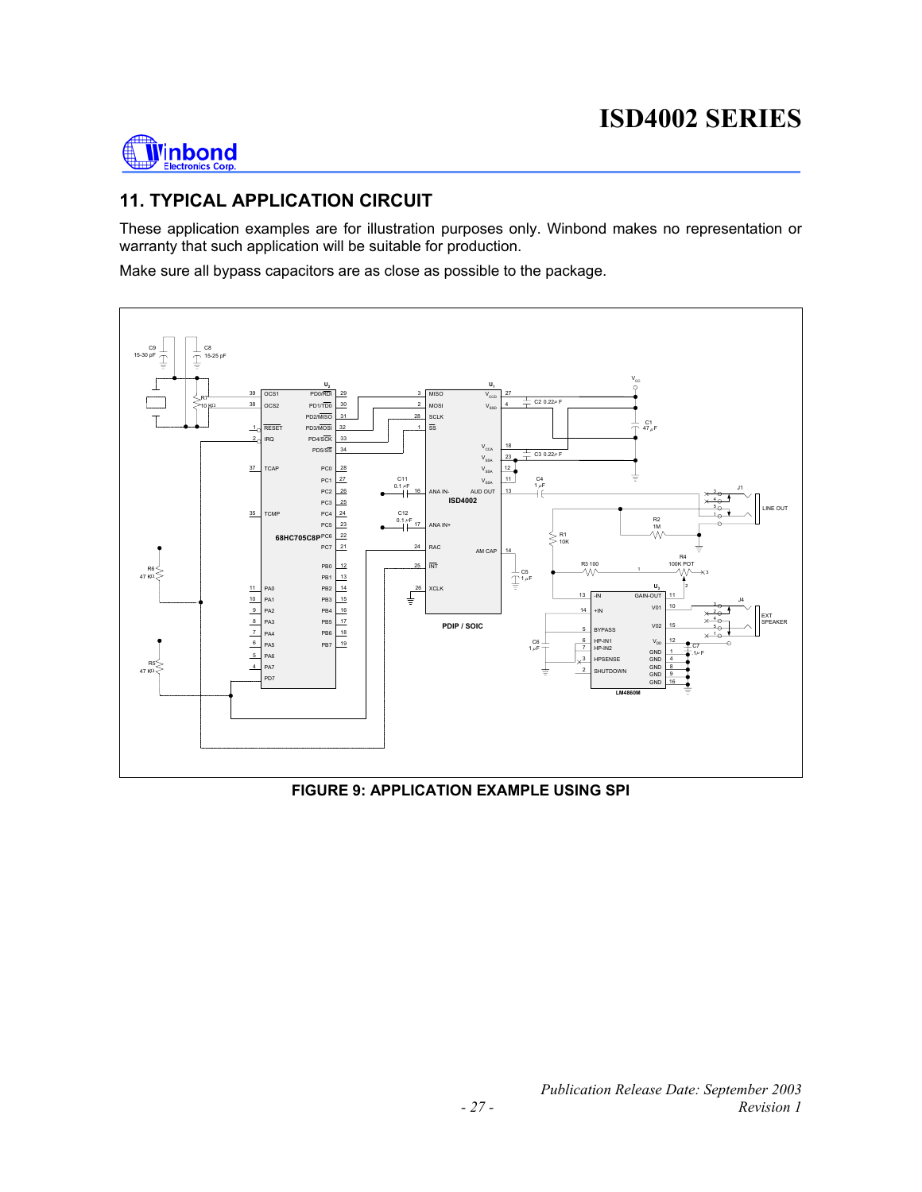## 11. TYPICAL APPLICATION CIRCUIT

These application examples are for illustration purposes only. Winbond makes no representation or warranty that such application will be suitable for production.

Make sure all bypass capacitors are as close as possible to the package.

**FIGURE 9: APPLICATION EXAMPLE USING SPI**

*Publication Release Date: September 2003*
*Revision 1*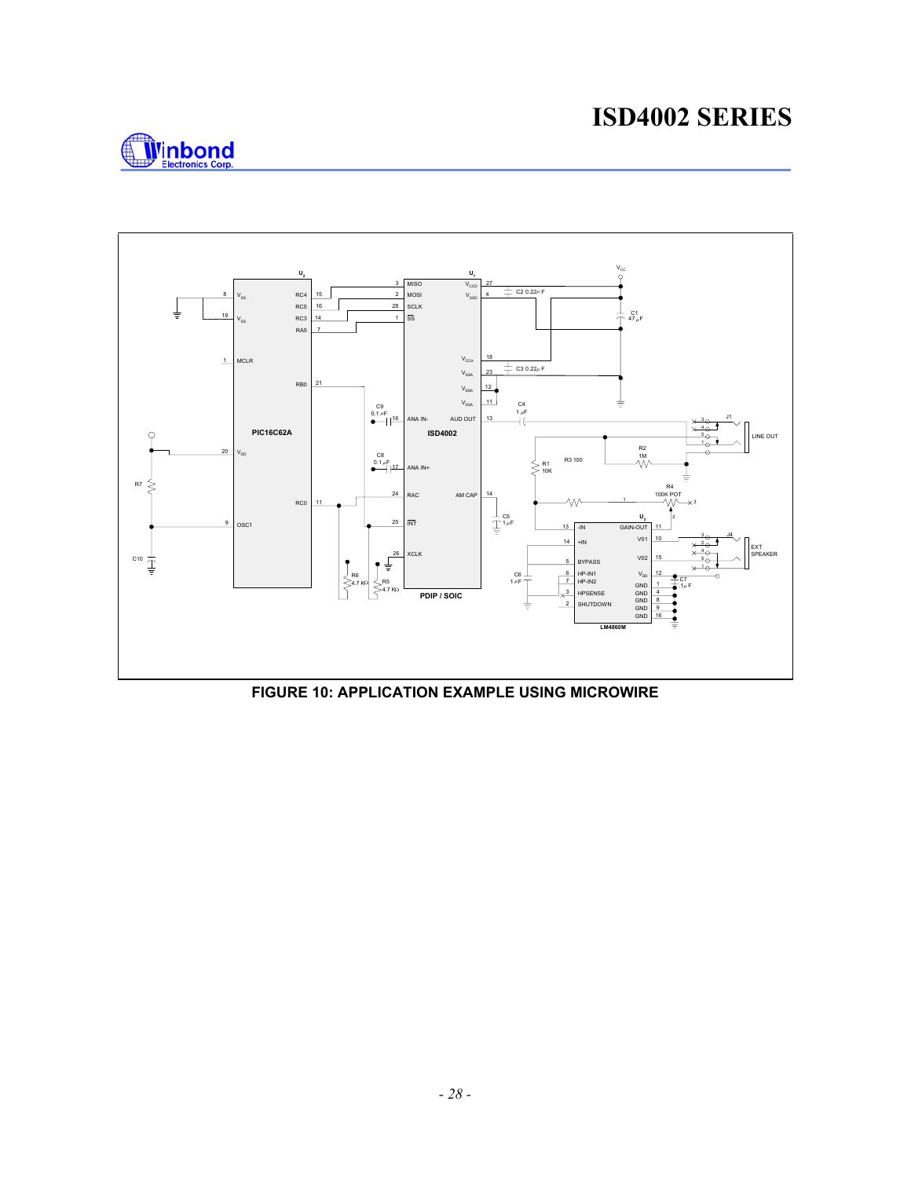FIGURE 10: APPLICATION EXAMPLE USING MICROWIRE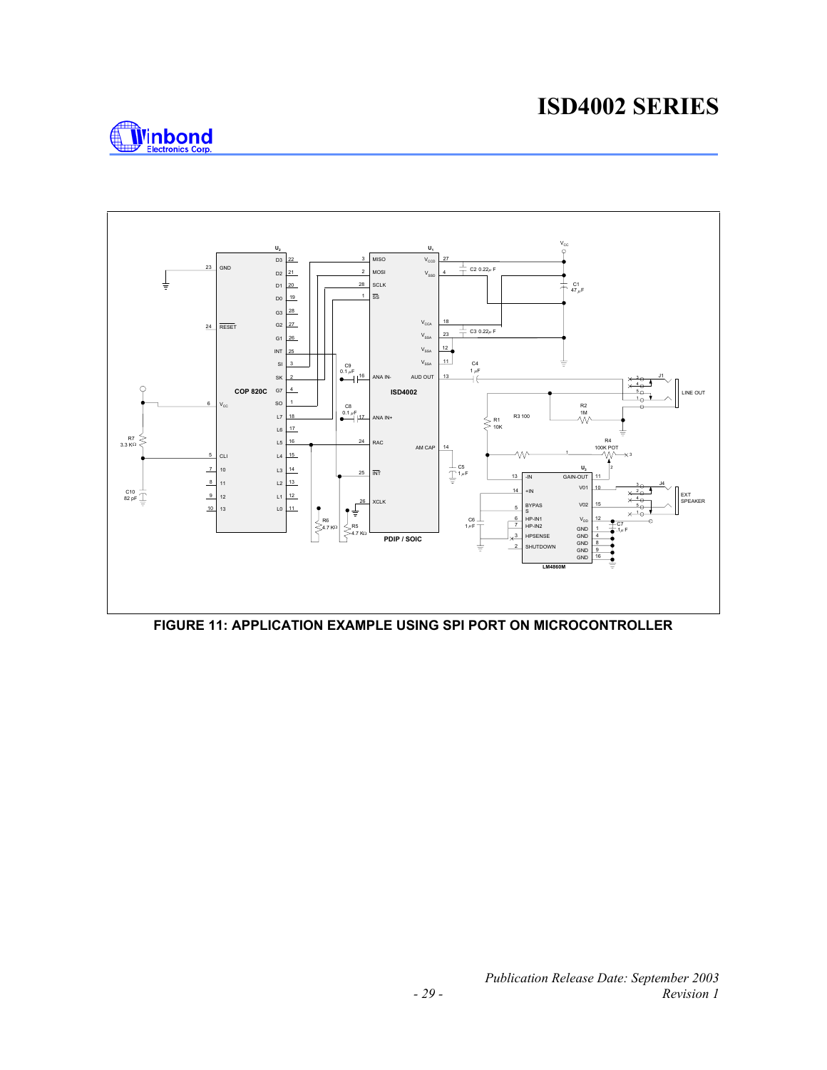FIGURE 11: APPLICATION EXAMPLE USING SPI PORT ON MICROCONTROLLER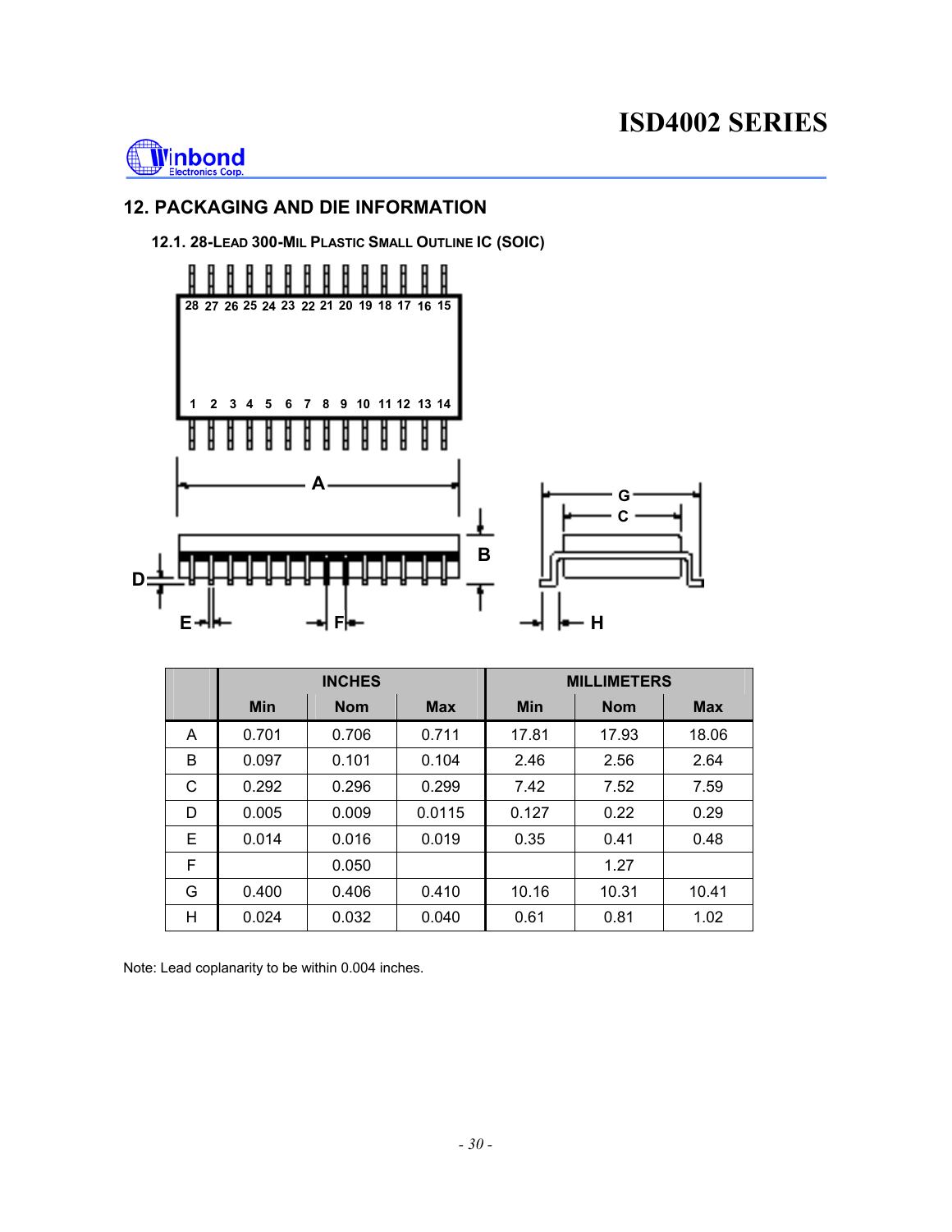## 12. PACKAGING AND DIE INFORMATION

### 12.1. 28-Lead 300-Mil Plastic Small Outline IC (SOIC)

| | INCHES | | | MILLIMETERS | | |
|---|---|---|---|---|---|---|
| | Min | Nom | Max | Min | Nom | Max |
| A | 0.701 | 0.706 | 0.711 | 17.81 | 17.93 | 18.06 |
| B | 0.097 | 0.101 | 0.104 | 2.46 | 2.56 | 2.64 |
| C | 0.292 | 0.296 | 0.299 | 7.42 | 7.52 | 7.59 |
| D | 0.005 | 0.009 | 0.0115 | 0.127 | 0.22 | 0.29 |
| E | 0.014 | 0.016 | 0.019 | 0.35 | 0.41 | 0.48 |
| F | | 0.050 | | | 1.27 | |
| G | 0.400 | 0.406 | 0.410 | 10.16 | 10.31 | 10.41 |
| H | 0.024 | 0.032 | 0.040 | 0.61 | 0.81 | 1.02 |

Note: Lead coplanarity to be within 0.004 inches.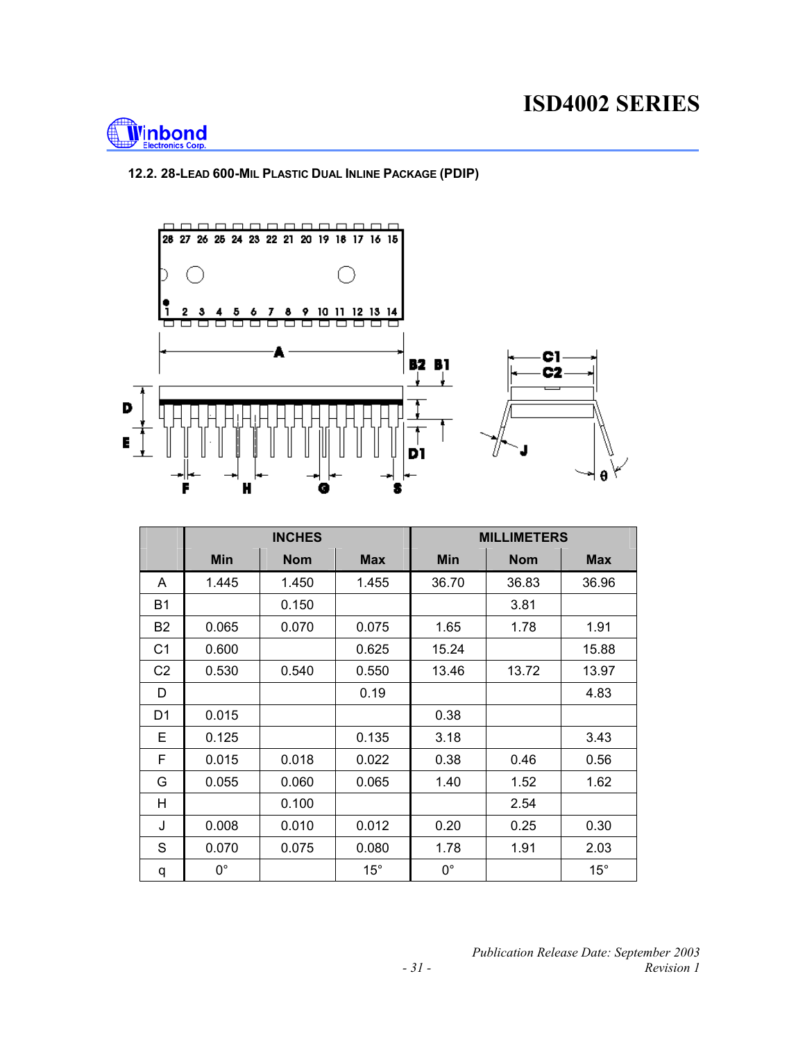### 12.2. 28-LEAD 600-MIL PLASTIC DUAL INLINE PACKAGE (PDIP)

| | INCHES | | | MILLIMETERS | | |
|---|---|---|---|---|---|---|
| | Min | Nom | Max | Min | Nom | Max |
| A | 1.445 | 1.450 | 1.455 | 36.70 | 36.83 | 36.96 |
| B1 | | 0.150 | | | 3.81 | |
| B2 | 0.065 | 0.070 | 0.075 | 1.65 | 1.78 | 1.91 |
| C1 | 0.600 | | 0.625 | 15.24 | | 15.88 |
| C2 | 0.530 | 0.540 | 0.550 | 13.46 | 13.72 | 13.97 |
| D | | | 0.19 | | | 4.83 |
| D1 | 0.015 | | | 0.38 | | |
| E | 0.125 | | 0.135 | 3.18 | | 3.43 |
| F | 0.015 | 0.018 | 0.022 | 0.38 | 0.46 | 0.56 |
| G | 0.055 | 0.060 | 0.065 | 1.40 | 1.52 | 1.62 |
| H | | 0.100 | | | 2.54 | |
| J | 0.008 | 0.010 | 0.012 | 0.20 | 0.25 | 0.30 |
| S | 0.070 | 0.075 | 0.080 | 1.78 | 1.91 | 2.03 |
| q | 0° | | 15° | 0° | | 15° |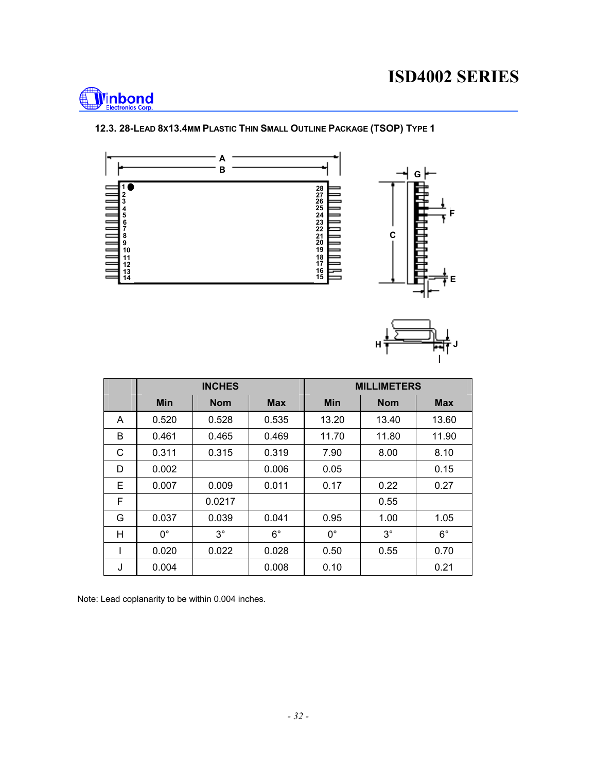### 12.3. 28-Lead 8x13.4mm Plastic Thin Small Outline Package (TSOP) Type 1

| | INCHES | | | MILLIMETERS | | |
|---|---|---|---|---|---|---|
| | Min | Nom | Max | Min | Nom | Max |
| A | 0.520 | 0.528 | 0.535 | 13.20 | 13.40 | 13.60 |
| B | 0.461 | 0.465 | 0.469 | 11.70 | 11.80 | 11.90 |
| C | 0.311 | 0.315 | 0.319 | 7.90 | 8.00 | 8.10 |
| D | 0.002 | | 0.006 | 0.05 | | 0.15 |
| E | 0.007 | 0.009 | 0.011 | 0.17 | 0.22 | 0.27 |
| F | | 0.0217 | | | 0.55 | |
| G | 0.037 | 0.039 | 0.041 | 0.95 | 1.00 | 1.05 |
| H | 0° | 3° | 6° | 0° | 3° | 6° |
| I | 0.020 | 0.022 | 0.028 | 0.50 | 0.55 | 0.70 |
| J | 0.004 | | 0.008 | 0.10 | | 0.21 |

Note: Lead coplanarity to be within 0.004 inches.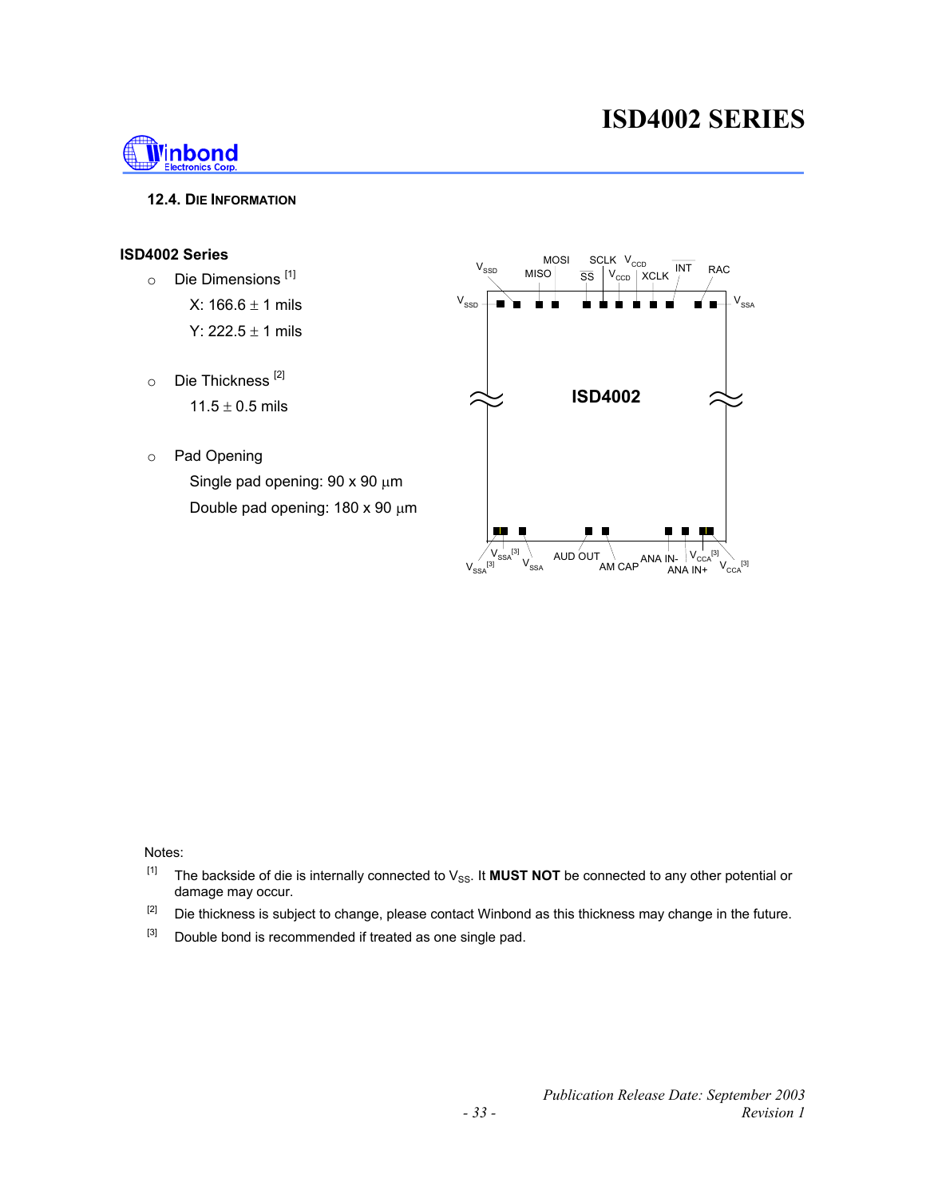### 12.4. DIE INFORMATION

**ISD4002 Series**

- Die Dimensions [1]
  - X: 166.6 ± 1 mils
  - Y: 222.5 ± 1 mils
- Die Thickness [2]
  - 11.5 ± 0.5 mils
- Pad Opening
  - Single pad opening: 90 x 90 μm
  - Double pad opening: 180 x 90 μm

Notes:

[1] The backside of die is internally connected to $V_{SS}$. It **MUST NOT** be connected to any other potential or damage may occur.

[2] Die thickness is subject to change, please contact Winbond as this thickness may change in the future.

[3] Double bond is recommended if treated as one single pad.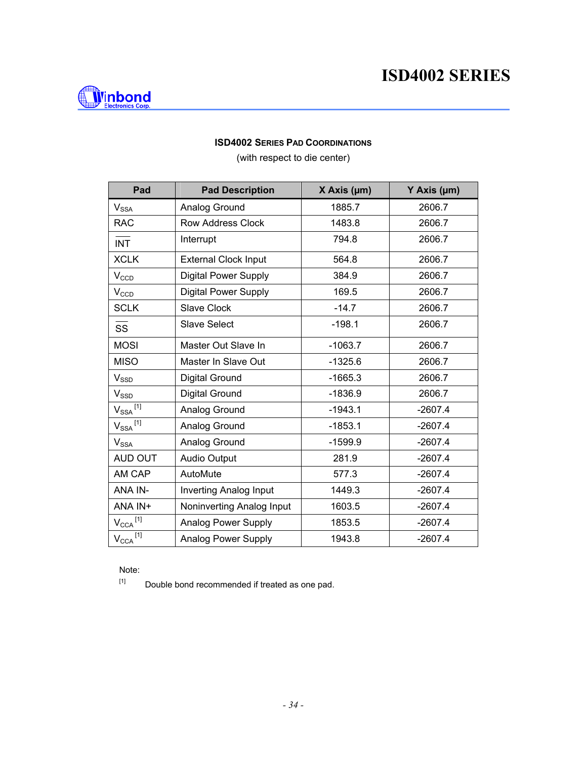### ISD4002 SERIES PAD COORDINATIONS

(with respect to die center)

| Pad | Pad Description | X Axis (µm) | Y Axis (µm) |
|---|---|---|---|
| $V_{SSA}$ | Analog Ground | 1885.7 | 2606.7 |
| RAC | Row Address Clock | 1483.8 | 2606.7 |
| $\overline{INT}$ | Interrupt | 794.8 | 2606.7 |
| XCLK | External Clock Input | 564.8 | 2606.7 |
| $V_{CCD}$ | Digital Power Supply | 384.9 | 2606.7 |
| $V_{CCD}$ | Digital Power Supply | 169.5 | 2606.7 |
| SCLK | Slave Clock | -14.7 | 2606.7 |
| $\overline{SS}$ | Slave Select | -198.1 | 2606.7 |
| MOSI | Master Out Slave In | -1063.7 | 2606.7 |
| MISO | Master In Slave Out | -1325.6 | 2606.7 |
| $V_{SSD}$ | Digital Ground | -1665.3 | 2606.7 |
| $V_{SSD}$ | Digital Ground | -1836.9 | 2606.7 |
| $V_{SSA}$ [1] | Analog Ground | -1943.1 | -2607.4 |
| $V_{SSA}$ [1] | Analog Ground | -1853.1 | -2607.4 |
| $V_{SSA}$ | Analog Ground | -1599.9 | -2607.4 |
| AUD OUT | Audio Output | 281.9 | -2607.4 |
| AM CAP | AutoMute | 577.3 | -2607.4 |
| ANA IN- | Inverting Analog Input | 1449.3 | -2607.4 |
| ANA IN+ | Noninverting Analog Input | 1603.5 | -2607.4 |
| $V_{CCA}$ [1] | Analog Power Supply | 1853.5 | -2607.4 |
| $V_{CCA}$ [1] | Analog Power Supply | 1943.8 | -2607.4 |

Note:

[1] Double bond recommended if treated as one pad.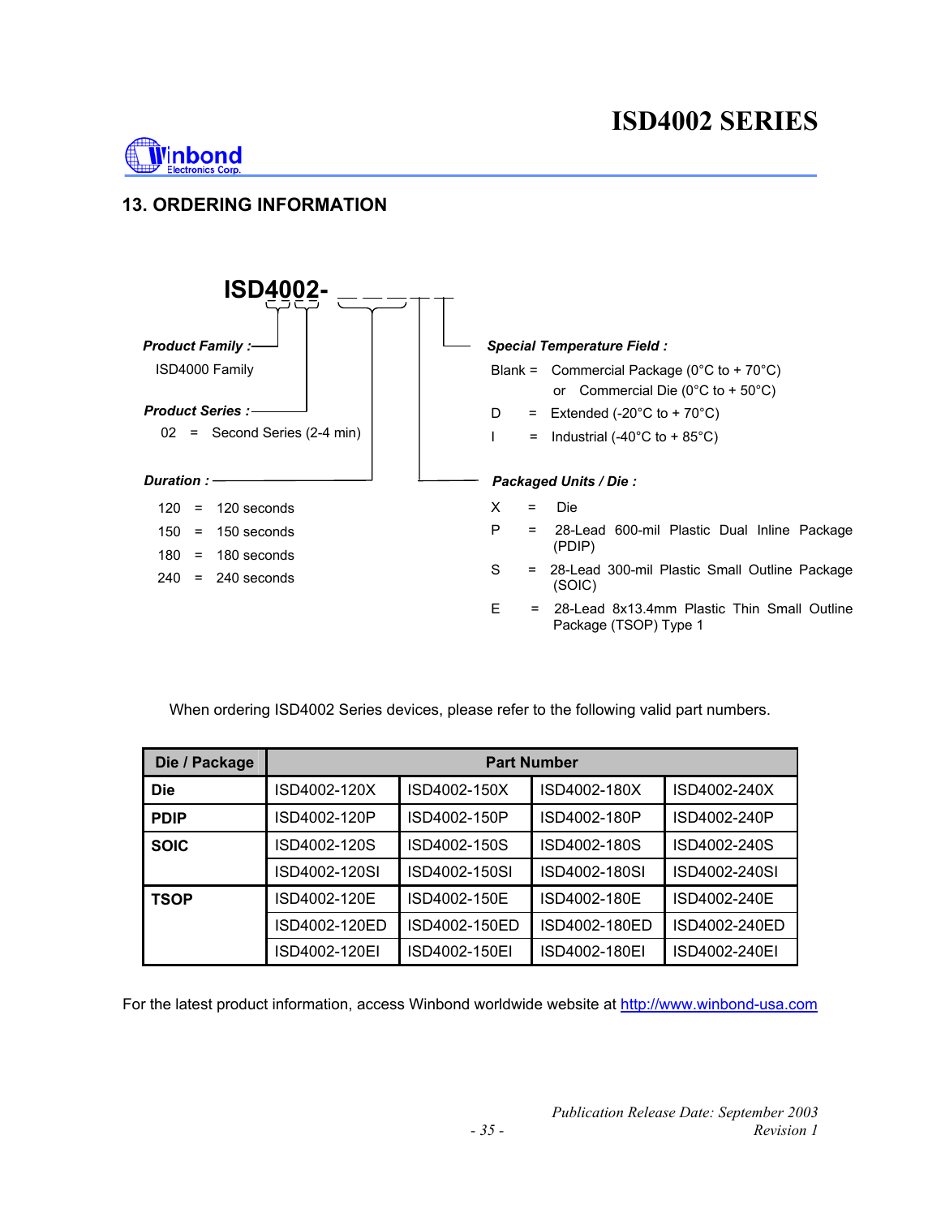## 13. ORDERING INFORMATION

**ISD4002-** _ _ _ _ _

***Product Family :***

ISD4000 Family

***Product Series :***

02 = Second Series (2-4 min)

***Duration :***

120 = 120 seconds

150 = 150 seconds

180 = 180 seconds

240 = 240 seconds

***Special Temperature Field :***

Blank = Commercial Package (0°C to + 70°C) or Commercial Die (0°C to + 50°C)

D = Extended (-20°C to + 70°C)

I = Industrial (-40°C to + 85°C)

***Packaged Units / Die :***

X = Die

P = 28-Lead 600-mil Plastic Dual Inline Package (PDIP)

S = 28-Lead 300-mil Plastic Small Outline Package (SOIC)

E = 28-Lead 8x13.4mm Plastic Thin Small Outline Package (TSOP) Type 1

When ordering ISD4002 Series devices, please refer to the following valid part numbers.

| Die / Package | Part Number | | | |
|---|---|---|---|---|
| **Die** | ISD4002-120X | ISD4002-150X | ISD4002-180X | ISD4002-240X |
| **PDIP** | ISD4002-120P | ISD4002-150P | ISD4002-180P | ISD4002-240P |
| **SOIC** | ISD4002-120S | ISD4002-150S | ISD4002-180S | ISD4002-240S |
| | ISD4002-120SI | ISD4002-150SI | ISD4002-180SI | ISD4002-240SI |
| **TSOP** | ISD4002-120E | ISD4002-150E | ISD4002-180E | ISD4002-240E |
| | ISD4002-120ED | ISD4002-150ED | ISD4002-180ED | ISD4002-240ED |
| | ISD4002-120EI | ISD4002-150EI | ISD4002-180EI | ISD4002-240EI |

For the latest product information, access Winbond worldwide website at http://www.winbond-usa.com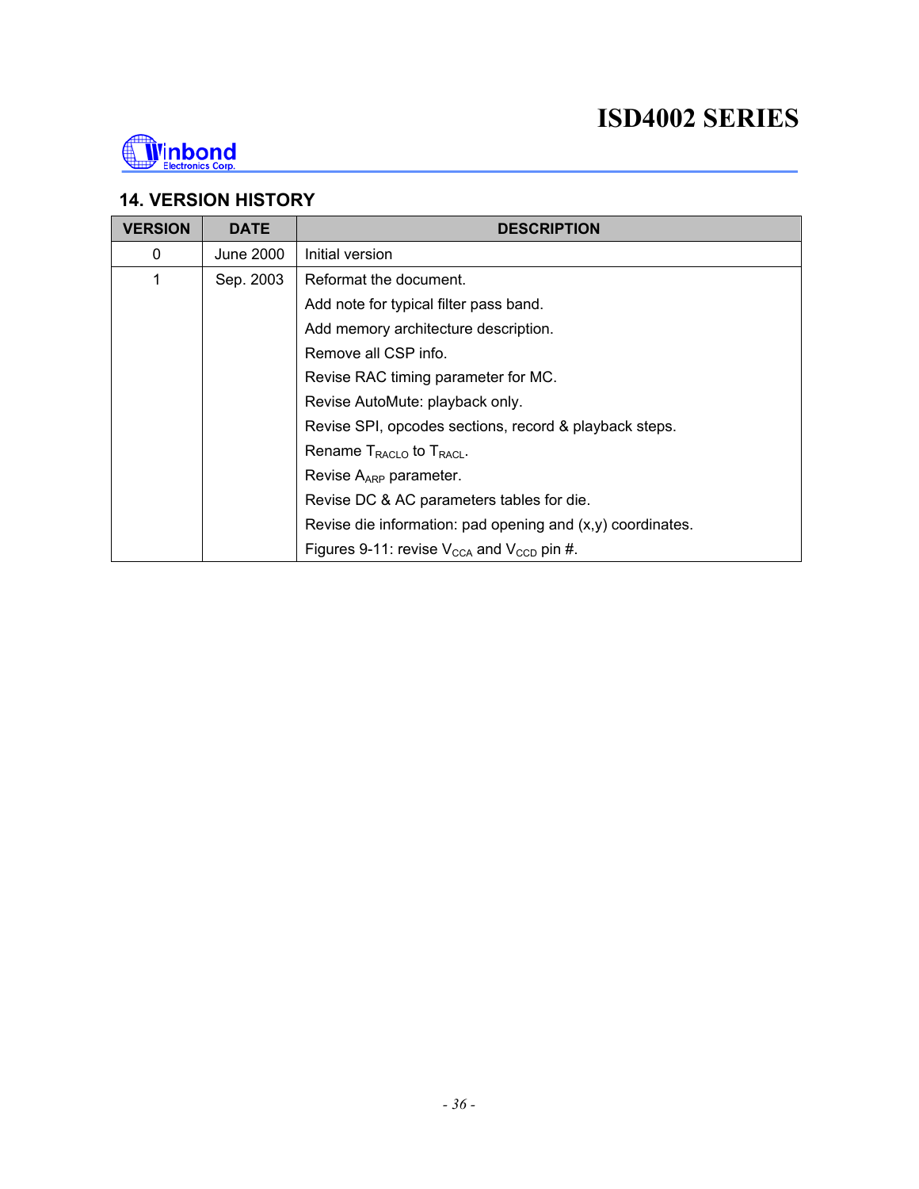## 14. VERSION HISTORY

| VERSION | DATE | DESCRIPTION |
|---|---|---|
| 0 | June 2000 | Initial version |
| 1 | Sep. 2003 | Reformat the document.<br>Add note for typical filter pass band.<br>Add memory architecture description.<br>Remove all CSP info.<br>Revise RAC timing parameter for MC.<br>Revise AutoMute: playback only.<br>Revise SPI, opcodes sections, record & playback steps.<br>Rename $T_{RACLO}$ to $T_{RACL}$.<br>Revise $A_{ARP}$ parameter.<br>Revise DC & AC parameters tables for die.<br>Revise die information: pad opening and (x,y) coordinates.<br>Figures 9-11: revise $V_{CCA}$ and $V_{CCD}$ pin #. |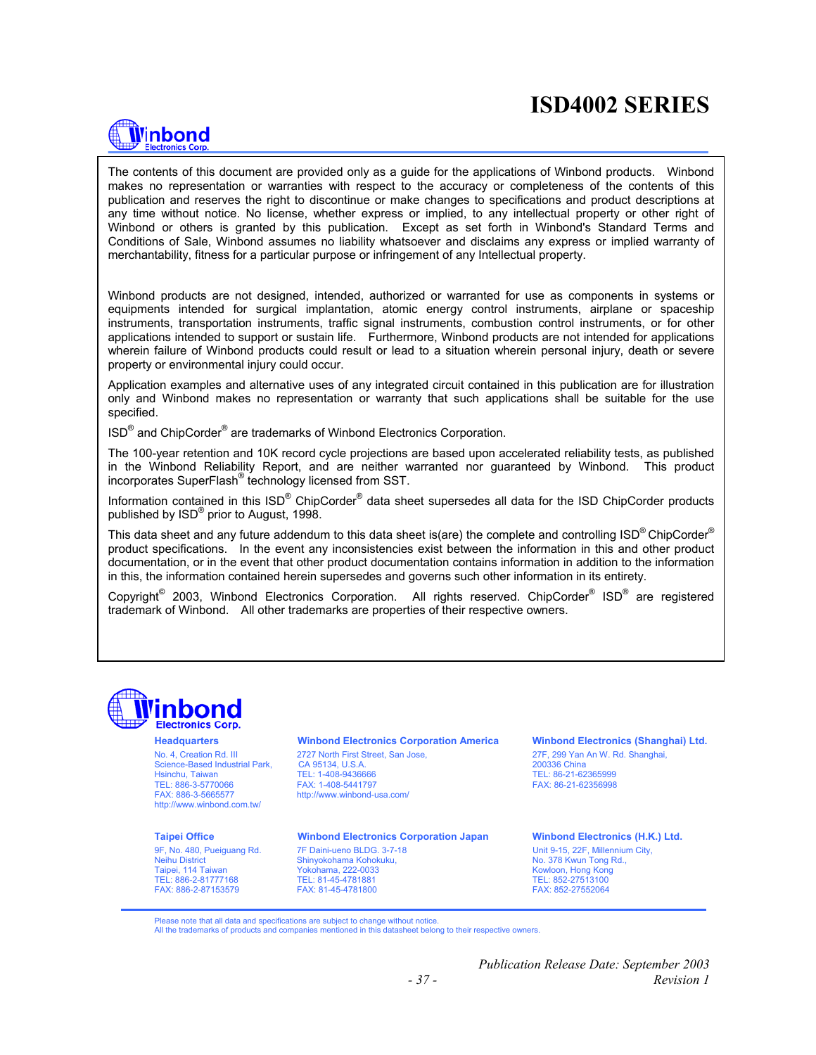The contents of this document are provided only as a guide for the applications of Winbond products. Winbond makes no representation or warranties with respect to the accuracy or completeness of the contents of this publication and reserves the right to discontinue or make changes to specifications and product descriptions at any time without notice. No license, whether express or implied, to any intellectual property or other right of Winbond or others is granted by this publication. Except as set forth in Winbond's Standard Terms and Conditions of Sale, Winbond assumes no liability whatsoever and disclaims any express or implied warranty of merchantability, fitness for a particular purpose or infringement of any Intellectual property.

Winbond products are not designed, intended, authorized or warranted for use as components in systems or equipments intended for surgical implantation, atomic energy control instruments, airplane or spaceship instruments, transportation instruments, traffic signal instruments, combustion control instruments, or for other applications intended to support or sustain life. Furthermore, Winbond products are not intended for applications wherein failure of Winbond products could result or lead to a situation wherein personal injury, death or severe property or environmental injury could occur.

Application examples and alternative uses of any integrated circuit contained in this publication are for illustration only and Winbond makes no representation or warranty that such applications shall be suitable for the use specified.

ISD® and ChipCorder® are trademarks of Winbond Electronics Corporation.

The 100-year retention and 10K record cycle projections are based upon accelerated reliability tests, as published in the Winbond Reliability Report, and are neither warranted nor guaranteed by Winbond. This product incorporates SuperFlash® technology licensed from SST.

Information contained in this ISD® ChipCorder® data sheet supersedes all data for the ISD ChipCorder products published by ISD® prior to August, 1998.

This data sheet and any future addendum to this data sheet is(are) the complete and controlling ISD® ChipCorder® product specifications. In the event any inconsistencies exist between the information in this and other product documentation, or in the event that other product documentation contains information in addition to the information in this, the information contained herein supersedes and governs such other information in its entirety.

Copyright© 2003, Winbond Electronics Corporation. All rights reserved. ChipCorder® ISD® are registered trademark of Winbond. All other trademarks are properties of their respective owners.

**Winbond Electronics Corp.**

**Headquarters**
No. 4, Creation Rd. III
Science-Based Industrial Park,
Hsinchu, Taiwan
TEL: 886-3-5770066
FAX: 886-3-5665577
http://www.winbond.com.tw/

**Winbond Electronics Corporation America**
2727 North First Street, San Jose,
CA 95134, U.S.A.
TEL: 1-408-9436666
FAX: 1-408-5441797
http://www.winbond-usa.com/

**Winbond Electronics (Shanghai) Ltd.**
27F, 299 Yan An W. Rd. Shanghai,
200336 China
TEL: 86-21-62365999
FAX: 86-21-62356998

**Taipei Office**
9F, No. 480, Pueiguang Rd.
Neihu District
Taipei, 114 Taiwan
TEL: 886-2-81777168
FAX: 886-2-87153579

**Winbond Electronics Corporation Japan**
7F Daini-ueno BLDG. 3-7-18
Shinyokohama Kohokuku,
Yokohama, 222-0033
TEL: 81-45-4781881
FAX: 81-45-4781800

**Winbond Electronics (H.K.) Ltd.**
Unit 9-15, 22F, Millennium City,
No. 378 Kwun Tong Rd.,
Kowloon, Hong Kong
TEL: 852-27513100
FAX: 852-27552064

Please note that all data and specifications are subject to change without notice.
All the trademarks of products and companies mentioned in this datasheet belong to their respective owners.